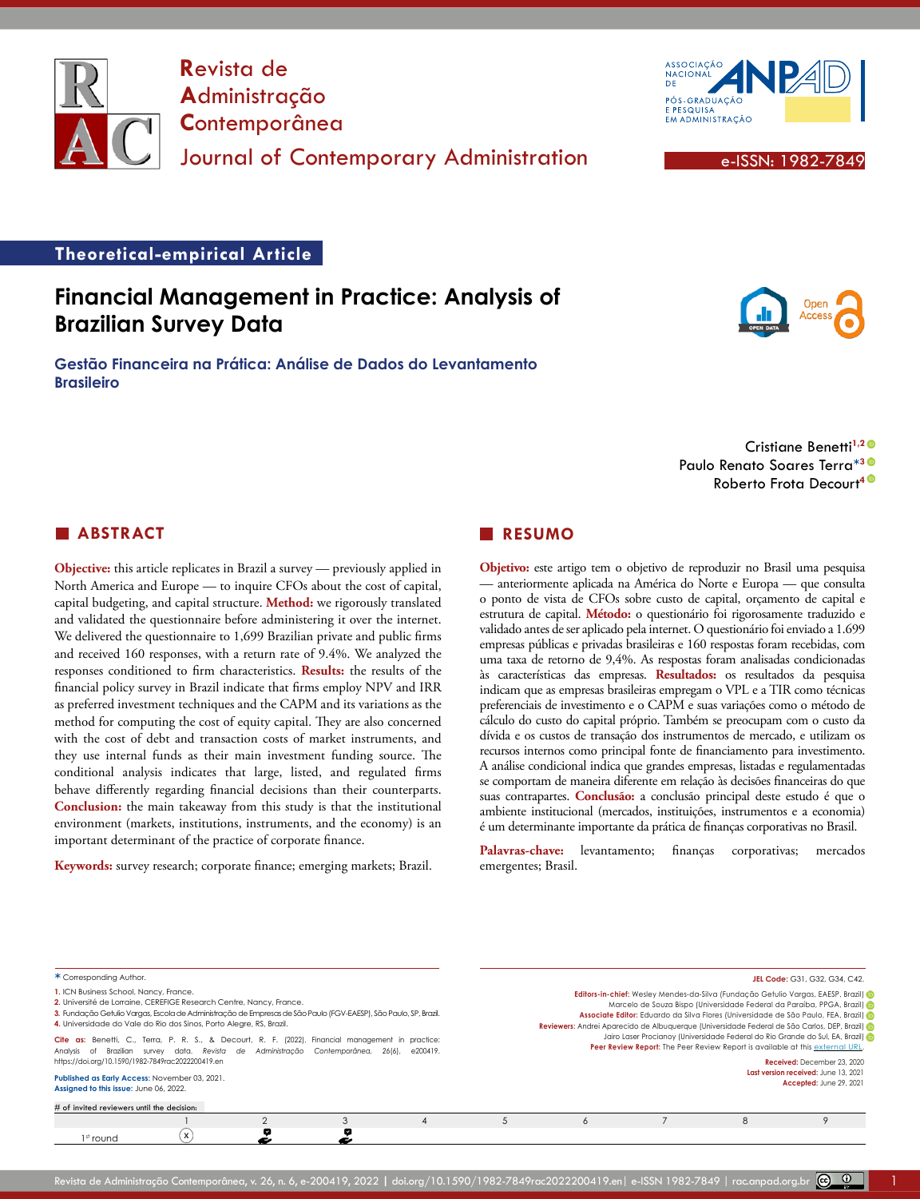Revista de Administração Contemporânea

Journal of Contemporary Administration

e-ISSN: 1982-7849

**Theoretical-empirical Article**

# Financial Management in Practice: Analysis of Brazilian Survey Data

## Gestão Financeira na Prática: Análise de Dados do Levantamento Brasileiro

Cristiane Benetti[1,2]
Paulo Renato Soares Terra*[3]
Roberto Frota Decourt[4]

## ABSTRACT

**Objective:** this article replicates in Brazil a survey — previously applied in North America and Europe — to inquire CFOs about the cost of capital, capital budgeting, and capital structure. **Method:** we rigorously translated and validated the questionnaire before administering it over the internet. We delivered the questionnaire to 1,699 Brazilian private and public firms and received 160 responses, with a return rate of 9.4%. We analyzed the responses conditioned to firm characteristics. **Results:** the results of the financial policy survey in Brazil indicate that firms employ NPV and IRR as preferred investment techniques and the CAPM and its variations as the method for computing the cost of equity capital. They are also concerned with the cost of debt and transaction costs of market instruments, and they use internal funds as their main investment funding source. The conditional analysis indicates that large, listed, and regulated firms behave differently regarding financial decisions than their counterparts. **Conclusion:** the main takeaway from this study is that the institutional environment (markets, institutions, instruments, and the economy) is an important determinant of the practice of corporate finance.

**Keywords:** survey research; corporate finance; emerging markets; Brazil.

## RESUMO

**Objetivo:** este artigo tem o objetivo de reproduzir no Brasil uma pesquisa — anteriormente aplicada na América do Norte e Europa — que consulta o ponto de vista de CFOs sobre custo de capital, orçamento de capital e estrutura de capital. **Método:** o questionário foi rigorosamente traduzido e validado antes de ser aplicado pela internet. O questionário foi enviado a 1.699 empresas públicas e privadas brasileiras e 160 respostas foram recebidas, com uma taxa de retorno de 9,4%. As respostas foram analisadas condicionadas às características das empresas. **Resultados:** os resultados da pesquisa indicam que as empresas brasileiras empregam o VPL e a TIR como técnicas preferenciais de investimento e o CAPM e suas variações como o método de cálculo do custo do capital próprio. Também se preocupam com o custo da dívida e os custos de transação dos instrumentos de mercado, e utilizam os recursos internos como principal fonte de financiamento para investimento. A análise condicional indica que grandes empresas, listadas e regulamentadas se comportam de maneira diferente em relação às decisões financeiras do que suas contrapartes. **Conclusão:** a conclusão principal deste estudo é que o ambiente institucional (mercados, instituições, instrumentos e a economia) é um determinante importante da prática de finanças corporativas no Brasil.

**Palavras-chave:** levantamento; finanças corporativas; mercados emergentes; Brasil.

---

\* Corresponding Author.

1. ICN Business School, Nancy, France.
2. Université de Lorraine, CEREFIGE Research Centre, Nancy, France.
3. Fundação Getulio Vargas, Escola de Administração de Empresas de São Paulo (FGV-EAESP), São Paulo, SP, Brazil.
4. Universidade do Vale do Rio dos Sinos, Porto Alegre, RS, Brazil.

**Cite as:** Benetti, C., Terra, P. R. S., & Decourt, R. F. (2022). Financial management in practice: Analysis of Brazilian survey data. *Revista de Administração Contemporânea, 26*(6), e200419. https://doi.org/10.1590/1982-7849rac2022200419.en

**Published as Early Access:** November 03, 2021.
**Assigned to this issue:** June 06, 2022.

**JEL Code:** G31, G32, G34, C42.

**Editors-in-chief:** Wesley Mendes-da-Silva (Fundação Getulio Vargas, EAESP, Brazil)
Marcelo de Souza Bispo (Universidade Federal da Paraíba, PPGA, Brazil)
**Associate Editor:** Eduardo da Silva Flores (Universidade de São Paulo, FEA, Brazil)
**Reviewers:** Andrei Aparecido de Albuquerque (Universidade Federal de São Carlos, DEP, Brazil)
Jairo Laser Procianoy (Universidade Federal do Rio Grande do Sul, EA, Brazil)
**Peer Review Report:** The Peer Review Report is available at this external URL.

**Received:** December 23, 2020
**Last version received:** June 13, 2021
**Accepted:** June 29, 2021

# of invited reviewers until the decision:

| | 1 | 2 | 3 | 4 | 5 | 6 | 7 | 8 | 9 |
|---|---|---|---|---|---|---|---|---|---|
| 1st round | (x) | ✓ | ✓ | | | | | | |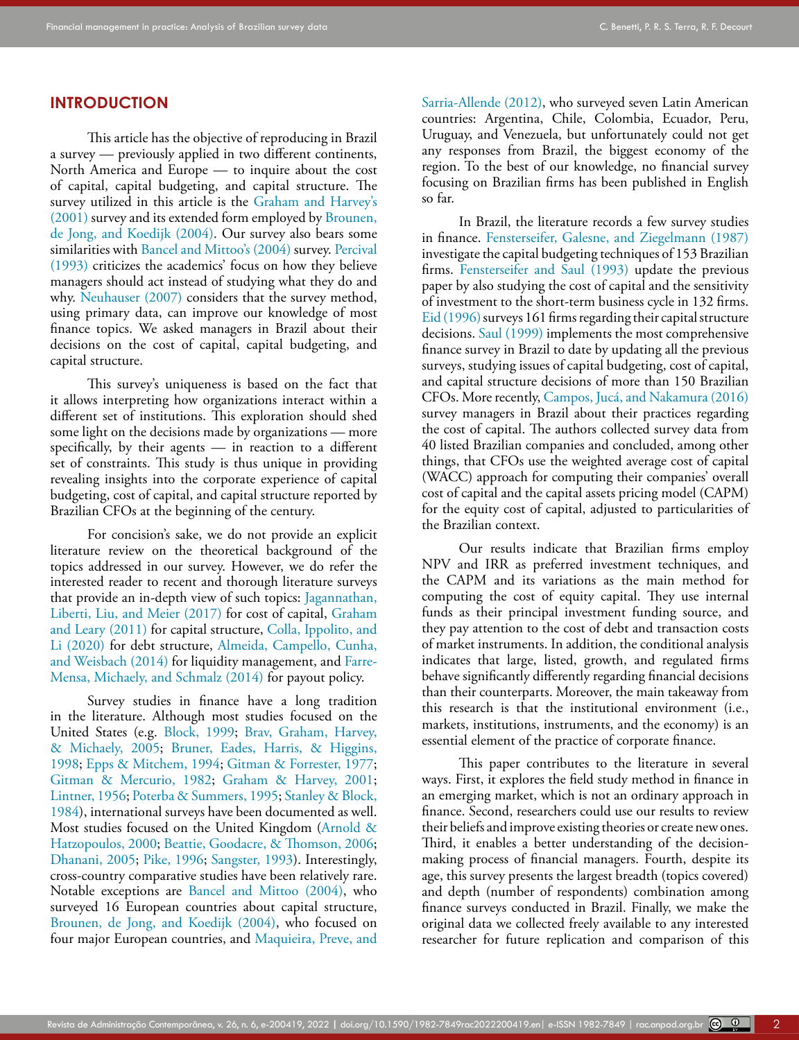## INTRODUCTION

This article has the objective of reproducing in Brazil a survey — previously applied in two different continents, North America and Europe — to inquire about the cost of capital, capital budgeting, and capital structure. The survey utilized in this article is the Graham and Harvey's (2001) survey and its extended form employed by Brounen, de Jong, and Koedijk (2004). Our survey also bears some similarities with Bancel and Mittoo's (2004) survey. Percival (1993) criticizes the academics' focus on how they believe managers should act instead of studying what they do and why. Neuhauser (2007) considers that the survey method, using primary data, can improve our knowledge of most finance topics. We asked managers in Brazil about their decisions on the cost of capital, capital budgeting, and capital structure.

This survey's uniqueness is based on the fact that it allows interpreting how organizations interact within a different set of institutions. This exploration should shed some light on the decisions made by organizations — more specifically, by their agents — in reaction to a different set of constraints. This study is thus unique in providing revealing insights into the corporate experience of capital budgeting, cost of capital, and capital structure reported by Brazilian CFOs at the beginning of the century.

For concision's sake, we do not provide an explicit literature review on the theoretical background of the topics addressed in our survey. However, we do refer the interested reader to recent and thorough literature surveys that provide an in-depth view of such topics: Jagannathan, Liberti, Liu, and Meier (2017) for cost of capital, Graham and Leary (2011) for capital structure, Colla, Ippolito, and Li (2020) for debt structure, Almeida, Campello, Cunha, and Weisbach (2014) for liquidity management, and Farre-Mensa, Michaely, and Schmalz (2014) for payout policy.

Survey studies in finance have a long tradition in the literature. Although most studies focused on the United States (e.g. Block, 1999; Brav, Graham, Harvey, & Michaely, 2005; Bruner, Eades, Harris, & Higgins, 1998; Epps & Mitchem, 1994; Gitman & Forrester, 1977; Gitman & Mercurio, 1982; Graham & Harvey, 2001; Lintner, 1956; Poterba & Summers, 1995; Stanley & Block, 1984), international surveys have been documented as well. Most studies focused on the United Kingdom (Arnold & Hatzopoulos, 2000; Beattie, Goodacre, & Thomson, 2006; Dhanani, 2005; Pike, 1996; Sangster, 1993). Interestingly, cross-country comparative studies have been relatively rare. Notable exceptions are Bancel and Mittoo (2004), who surveyed 16 European countries about capital structure, Brounen, de Jong, and Koedijk (2004), who focused on four major European countries, and Maquieira, Preve, and Sarria-Allende (2012), who surveyed seven Latin American countries: Argentina, Chile, Colombia, Ecuador, Peru, Uruguay, and Venezuela, but unfortunately could not get any responses from Brazil, the biggest economy of the region. To the best of our knowledge, no financial survey focusing on Brazilian firms has been published in English so far.

In Brazil, the literature records a few survey studies in finance. Fensterseifer, Galesne, and Ziegelmann (1987) investigate the capital budgeting techniques of 153 Brazilian firms. Fensterseifer and Saul (1993) update the previous paper by also studying the cost of capital and the sensitivity of investment to the short-term business cycle in 132 firms. Eid (1996) surveys 161 firms regarding their capital structure decisions. Saul (1999) implements the most comprehensive finance survey in Brazil to date by updating all the previous surveys, studying issues of capital budgeting, cost of capital, and capital structure decisions of more than 150 Brazilian CFOs. More recently, Campos, Jucá, and Nakamura (2016) survey managers in Brazil about their practices regarding the cost of capital. The authors collected survey data from 40 listed Brazilian companies and concluded, among other things, that CFOs use the weighted average cost of capital (WACC) approach for computing their companies' overall cost of capital and the capital assets pricing model (CAPM) for the equity cost of capital, adjusted to particularities of the Brazilian context.

Our results indicate that Brazilian firms employ NPV and IRR as preferred investment techniques, and the CAPM and its variations as the main method for computing the cost of equity capital. They use internal funds as their principal investment funding source, and they pay attention to the cost of debt and transaction costs of market instruments. In addition, the conditional analysis indicates that large, listed, growth, and regulated firms behave significantly differently regarding financial decisions than their counterparts. Moreover, the main takeaway from this research is that the institutional environment (i.e., markets, institutions, instruments, and the economy) is an essential element of the practice of corporate finance.

This paper contributes to the literature in several ways. First, it explores the field study method in finance in an emerging market, which is not an ordinary approach in finance. Second, researchers could use our results to review their beliefs and improve existing theories or create new ones. Third, it enables a better understanding of the decision-making process of financial managers. Fourth, despite its age, this survey presents the largest breadth (topics covered) and depth (number of respondents) combination among finance surveys conducted in Brazil. Finally, we make the original data we collected freely available to any interested researcher for future replication and comparison of this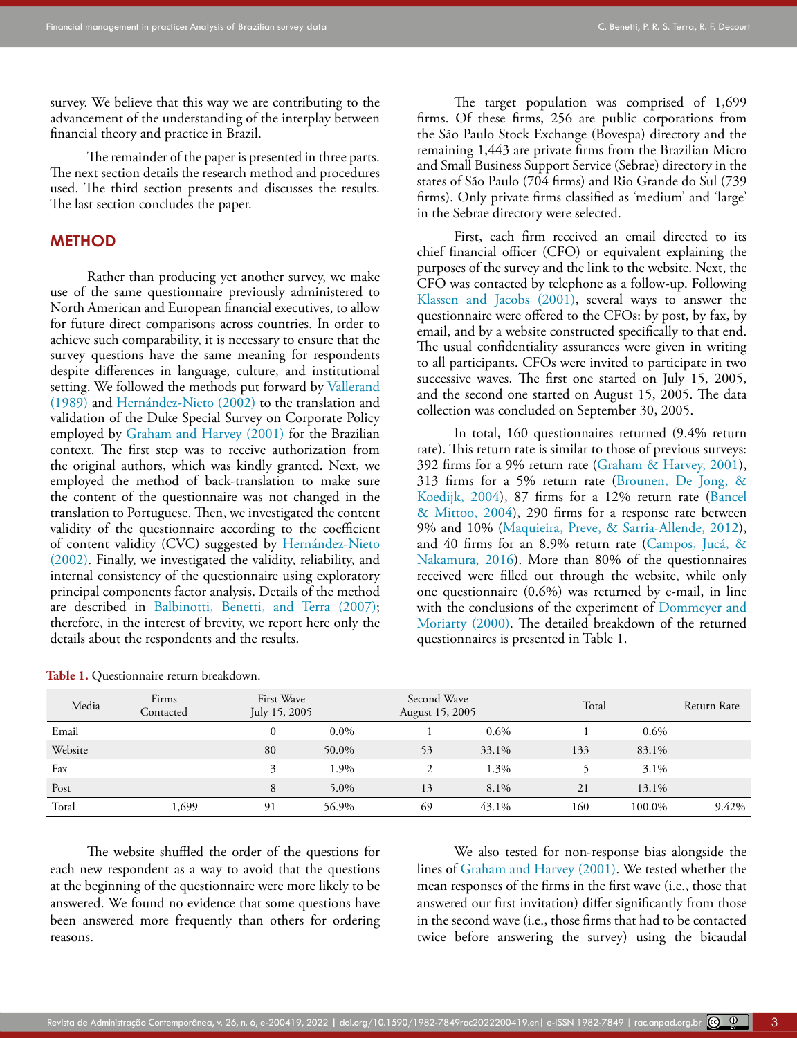survey. We believe that this way we are contributing to the advancement of the understanding of the interplay between financial theory and practice in Brazil.

The remainder of the paper is presented in three parts. The next section details the research method and procedures used. The third section presents and discusses the results. The last section concludes the paper.

## METHOD

Rather than producing yet another survey, we make use of the same questionnaire previously administered to North American and European financial executives, to allow for future direct comparisons across countries. In order to achieve such comparability, it is necessary to ensure that the survey questions have the same meaning for respondents despite differences in language, culture, and institutional setting. We followed the methods put forward by Vallerand (1989) and Hernández-Nieto (2002) to the translation and validation of the Duke Special Survey on Corporate Policy employed by Graham and Harvey (2001) for the Brazilian context. The first step was to receive authorization from the original authors, which was kindly granted. Next, we employed the method of back-translation to make sure the content of the questionnaire was not changed in the translation to Portuguese. Then, we investigated the content validity of the questionnaire according to the coefficient of content validity (CVC) suggested by Hernández-Nieto (2002). Finally, we investigated the validity, reliability, and internal consistency of the questionnaire using exploratory principal components factor analysis. Details of the method are described in Balbinotti, Benetti, and Terra (2007); therefore, in the interest of brevity, we report here only the details about the respondents and the results.

The target population was comprised of 1,699 firms. Of these firms, 256 are public corporations from the São Paulo Stock Exchange (Bovespa) directory and the remaining 1,443 are private firms from the Brazilian Micro and Small Business Support Service (Sebrae) directory in the states of São Paulo (704 firms) and Rio Grande do Sul (739 firms). Only private firms classified as 'medium' and 'large' in the Sebrae directory were selected.

First, each firm received an email directed to its chief financial officer (CFO) or equivalent explaining the purposes of the survey and the link to the website. Next, the CFO was contacted by telephone as a follow-up. Following Klassen and Jacobs (2001), several ways to answer the questionnaire were offered to the CFOs: by post, by fax, by email, and by a website constructed specifically to that end. The usual confidentiality assurances were given in writing to all participants. CFOs were invited to participate in two successive waves. The first one started on July 15, 2005, and the second one started on August 15, 2005. The data collection was concluded on September 30, 2005.

In total, 160 questionnaires returned (9.4% return rate). This return rate is similar to those of previous surveys: 392 firms for a 9% return rate (Graham & Harvey, 2001), 313 firms for a 5% return rate (Brounen, De Jong, & Koedijk, 2004), 87 firms for a 12% return rate (Bancel & Mittoo, 2004), 290 firms for a response rate between 9% and 10% (Maquieira, Preve, & Sarria-Allende, 2012), and 40 firms for an 8.9% return rate (Campos, Jucá, & Nakamura, 2016). More than 80% of the questionnaires received were filled out through the website, while only one questionnaire (0.6%) was returned by e-mail, in line with the conclusions of the experiment of Dommeyer and Moriarty (2000). The detailed breakdown of the returned questionnaires is presented in Table 1.

**Table 1.** Questionnaire return breakdown.

| Media | Firms Contacted | First Wave July 15, 2005 | | Second Wave August 15, 2005 | | Total | | Return Rate |
|---|---|---|---|---|---|---|---|---|
| Email | | 0 | 0.0% | 1 | 0.6% | 1 | 0.6% | |
| Website | | 80 | 50.0% | 53 | 33.1% | 133 | 83.1% | |
| Fax | | 3 | 1.9% | 2 | 1.3% | 5 | 3.1% | |
| Post | | 8 | 5.0% | 13 | 8.1% | 21 | 13.1% | |
| Total | 1,699 | 91 | 56.9% | 69 | 43.1% | 160 | 100.0% | 9.42% |

The website shuffled the order of the questions for each new respondent as a way to avoid that the questions at the beginning of the questionnaire were more likely to be answered. We found no evidence that some questions have been answered more frequently than others for ordering reasons.

We also tested for non-response bias alongside the lines of Graham and Harvey (2001). We tested whether the mean responses of the firms in the first wave (i.e., those that answered our first invitation) differ significantly from those in the second wave (i.e., those firms that had to be contacted twice before answering the survey) using the bicaudal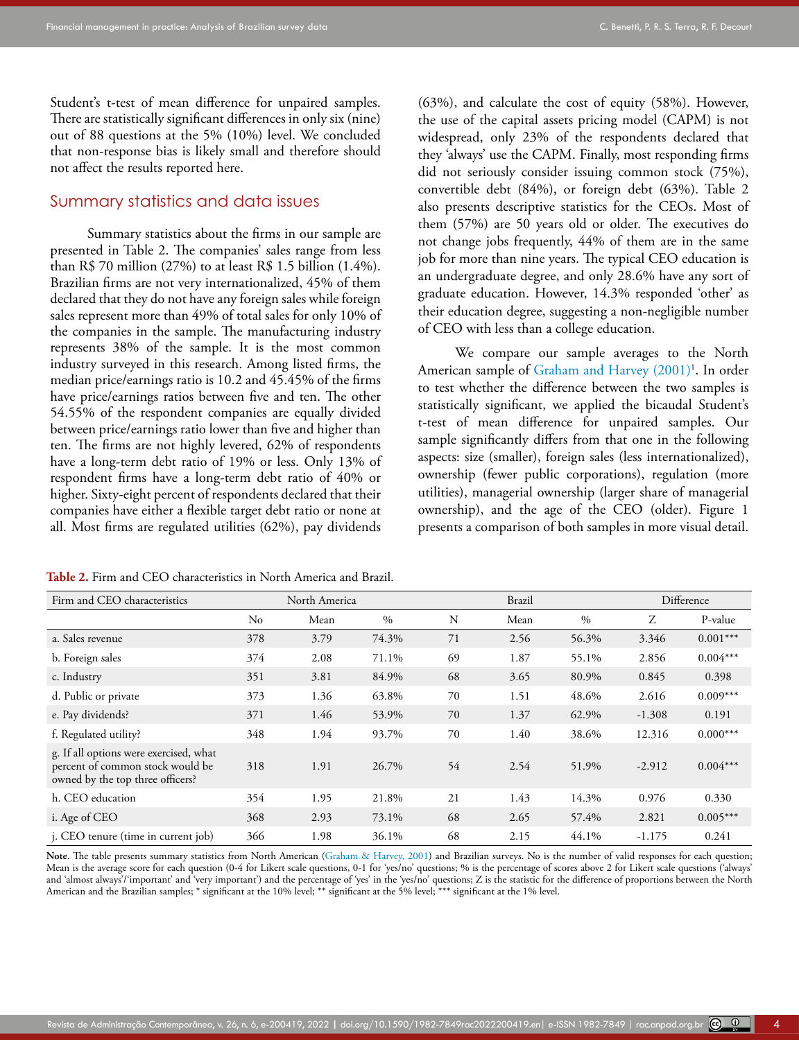Student's t-test of mean difference for unpaired samples. There are statistically significant differences in only six (nine) out of 88 questions at the 5% (10%) level. We concluded that non-response bias is likely small and therefore should not affect the results reported here.

## Summary statistics and data issues

Summary statistics about the firms in our sample are presented in Table 2. The companies' sales range from less than R$ 70 million (27%) to at least R$ 1.5 billion (1.4%). Brazilian firms are not very internationalized, 45% of them declared that they do not have any foreign sales while foreign sales represent more than 49% of total sales for only 10% of the companies in the sample. The manufacturing industry represents 38% of the sample. It is the most common industry surveyed in this research. Among listed firms, the median price/earnings ratio is 10.2 and 45.45% of the firms have price/earnings ratios between five and ten. The other 54.55% of the respondent companies are equally divided between price/earnings ratio lower than five and higher than ten. The firms are not highly levered, 62% of respondents have a long-term debt ratio of 19% or less. Only 13% of respondent firms have a long-term debt ratio of 40% or higher. Sixty-eight percent of respondents declared that their companies have either a flexible target debt ratio or none at all. Most firms are regulated utilities (62%), pay dividends (63%), and calculate the cost of equity (58%). However, the use of the capital assets pricing model (CAPM) is not widespread, only 23% of the respondents declared that they 'always' use the CAPM. Finally, most responding firms did not seriously consider issuing common stock (75%), convertible debt (84%), or foreign debt (63%). Table 2 also presents descriptive statistics for the CEOs. Most of them (57%) are 50 years old or older. The executives do not change jobs frequently, 44% of them are in the same job for more than nine years. The typical CEO education is an undergraduate degree, and only 28.6% have any sort of graduate education. However, 14.3% responded 'other' as their education degree, suggesting a non-negligible number of CEO with less than a college education.

We compare our sample averages to the North American sample of Graham and Harvey (2001)[1]. In order to test whether the difference between the two samples is statistically significant, we applied the bicaudal Student's t-test of mean difference for unpaired samples. Our sample significantly differs from that one in the following aspects: size (smaller), foreign sales (less internationalized), ownership (fewer public corporations), regulation (more utilities), managerial ownership (larger share of managerial ownership), and the age of the CEO (older). Figure 1 presents a comparison of both samples in more visual detail.

**Table 2.** Firm and CEO characteristics in North America and Brazil.

| Firm and CEO characteristics | North America | | | Brazil | | | Difference | |
|---|---|---|---|---|---|---|---|---|
| | No | Mean | % | N | Mean | % | Z | P-value |
| a. Sales revenue | 378 | 3.79 | 74.3% | 71 | 2.56 | 56.3% | 3.346 | 0.001*** |
| b. Foreign sales | 374 | 2.08 | 71.1% | 69 | 1.87 | 55.1% | 2.856 | 0.004*** |
| c. Industry | 351 | 3.81 | 84.9% | 68 | 3.65 | 80.9% | 0.845 | 0.398 |
| d. Public or private | 373 | 1.36 | 63.8% | 70 | 1.51 | 48.6% | 2.616 | 0.009*** |
| e. Pay dividends? | 371 | 1.46 | 53.9% | 70 | 1.37 | 62.9% | -1.308 | 0.191 |
| f. Regulated utility? | 348 | 1.94 | 93.7% | 70 | 1.40 | 38.6% | 12.316 | 0.000*** |
| g. If all options were exercised, what percent of common stock would be owned by the top three officers? | 318 | 1.91 | 26.7% | 54 | 2.54 | 51.9% | -2.912 | 0.004*** |
| h. CEO education | 354 | 1.95 | 21.8% | 21 | 1.43 | 14.3% | 0.976 | 0.330 |
| i. Age of CEO | 368 | 2.93 | 73.1% | 68 | 2.65 | 57.4% | 2.821 | 0.005*** |
| j. CEO tenure (time in current job) | 366 | 1.98 | 36.1% | 68 | 2.15 | 44.1% | -1.175 | 0.241 |

**Note.** The table presents summary statistics from North American (Graham & Harvey, 2001) and Brazilian surveys. No is the number of valid responses for each question; Mean is the average score for each question (0-4 for Likert scale questions, 0-1 for 'yes/no' questions; % is the percentage of scores above 2 for Likert scale questions ('always' and 'almost always'/'important' and 'very important') and the percentage of 'yes' in the 'yes/no' questions; Z is the statistic for the difference of proportions between the North American and the Brazilian samples; * significant at the 10% level; ** significant at the 5% level; *** significant at the 1% level.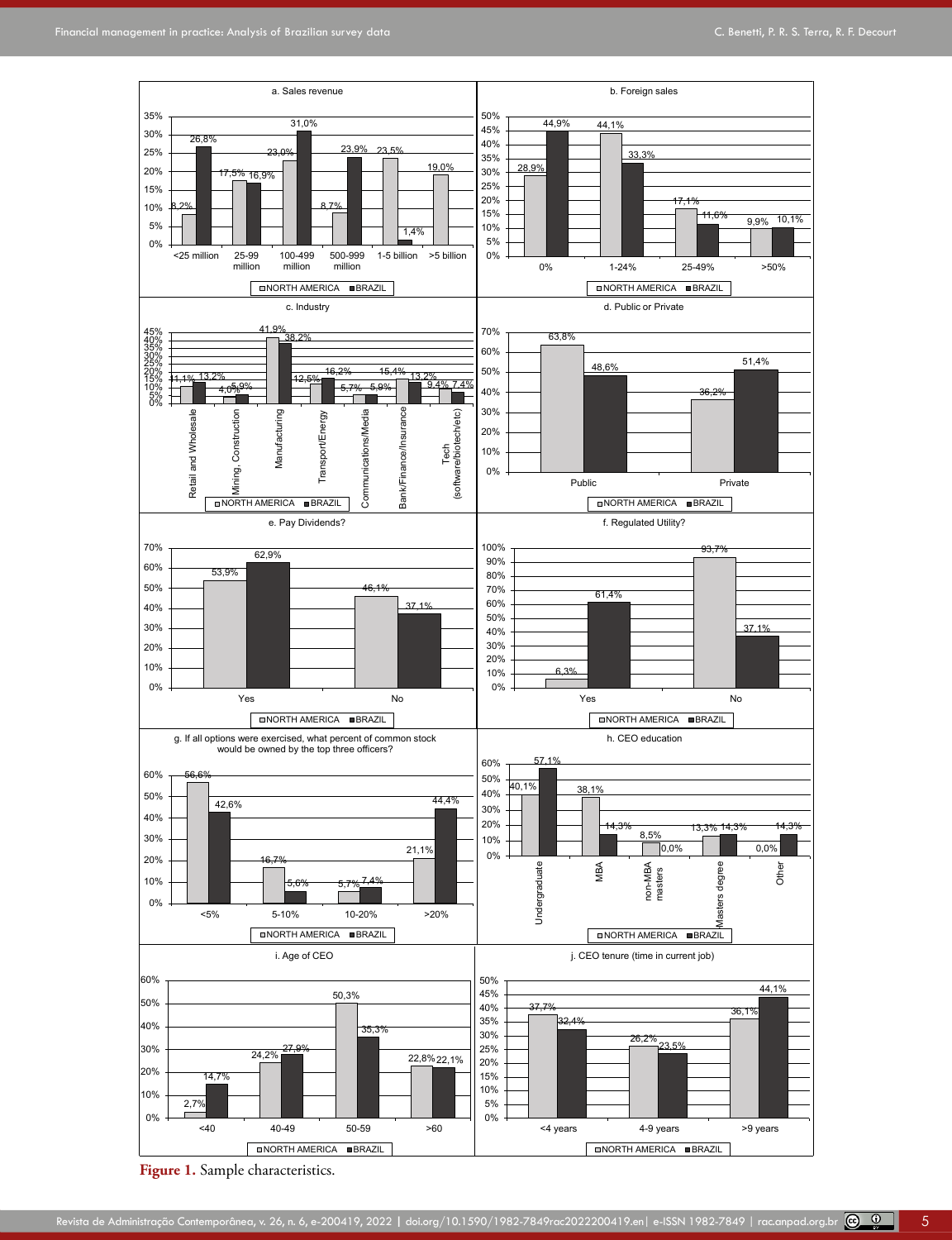**a. Sales revenue**

| | <25 million | 25-99 million | 100-499 million | 500-999 million | 1-5 billion | >5 billion |
|---|---|---|---|---|---|---|
| NORTH AMERICA | 8,2% | 17,5% | 23,0% | 8,7% | 23,5% | 19,0% |
| BRAZIL | 26,8% | 16,9% | 31,0% | 23,9% | 1,4% | |

**b. Foreign sales**

| | 0% | 1-24% | 25-49% | >50% |
|---|---|---|---|---|
| NORTH AMERICA | 28,9% | 44,1% | 17,1% | 9,9% |
| BRAZIL | 44,9% | 33,3% | 11,6% | 10,1% |

**c. Industry**

| | Retail and Wholesale | Mining, Construction | Manufacturing | Transport/Energy | Communications/Media | Bank/Finance/Insurance | Tech (software/biotech/etc) |
|---|---|---|---|---|---|---|---|
| NORTH AMERICA | 11,1% | 4,0% | 41,9% | 12,5% | 5,7% | 15,4% | 9,4% |
| BRAZIL | 13,2% | 5,9% | 38,2% | 16,2% | 5,9% | 13,2% | 7,4% |

**d. Public or Private**

| | Public | Private |
|---|---|---|
| NORTH AMERICA | 63,8% | 36,2% |
| BRAZIL | 48,6% | 51,4% |

**e. Pay Dividends?**

| | Yes | No |
|---|---|---|
| NORTH AMERICA | 53,9% | 46,1% |
| BRAZIL | 62,9% | 37,1% |

**f. Regulated Utility?**

| | Yes | No |
|---|---|---|
| NORTH AMERICA | 6,3% | 93,7% |
| BRAZIL | 61,4% | 37,1% |

**g. If all options were exercised, what percent of common stock would be owned by the top three officers?**

| | <5% | 5-10% | 10-20% | >20% |
|---|---|---|---|---|
| NORTH AMERICA | 56,6% | 16,7% | 5,7% | 21,1% |
| BRAZIL | 42,6% | 5,6% | 7,4% | 44,4% |

**h. CEO education**

| | Undergraduate | MBA | non-MBA masters | Masters degree | Other |
|---|---|---|---|---|---|
| NORTH AMERICA | 40,1% | 38,1% | 8,5% | 13,3% | 0,0% |
| BRAZIL | 57,1% | 14,3% | 0,0% | 14,3% | 14,3% |

**i. Age of CEO**

| | <40 | 40-49 | 50-59 | >60 |
|---|---|---|---|---|
| NORTH AMERICA | 2,7% | 24,2% | 50,3% | 22,8% |
| BRAZIL | 14,7% | 27,9% | 35,3% | 22,1% |

**j. CEO tenure (time in current job)**

| | <4 years | 4-9 years | >9 years |
|---|---|---|---|
| NORTH AMERICA | 37,7% | 26,2% | 36,1% |
| BRAZIL | 32,4% | 23,5% | 44,1% |

**Figure 1.** Sample characteristics.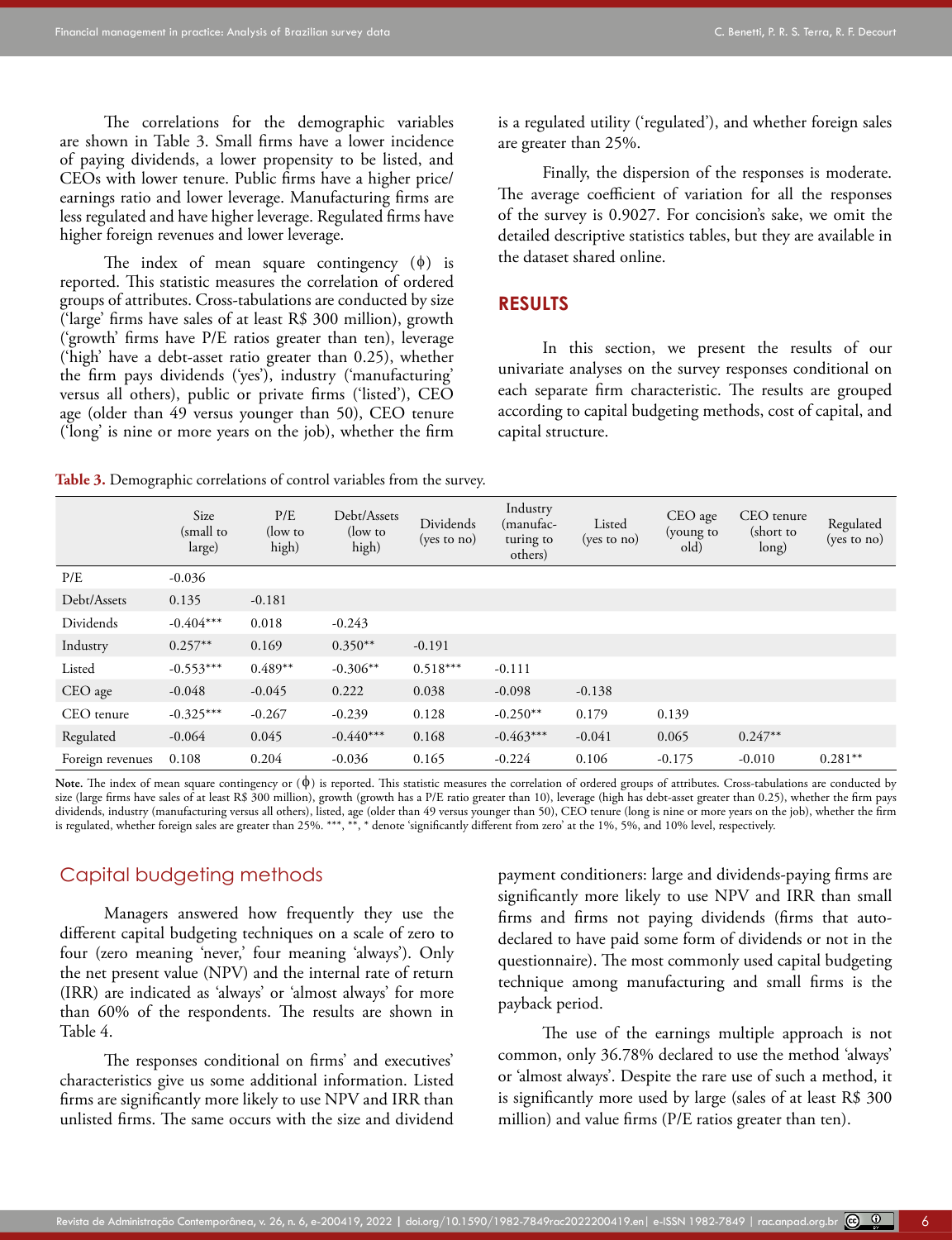The correlations for the demographic variables are shown in Table 3. Small firms have a lower incidence of paying dividends, a lower propensity to be listed, and CEOs with lower tenure. Public firms have a higher price/earnings ratio and lower leverage. Manufacturing firms are less regulated and have higher leverage. Regulated firms have higher foreign revenues and lower leverage.

The index of mean square contingency ($\phi$) is reported. This statistic measures the correlation of ordered groups of attributes. Cross-tabulations are conducted by size ('large' firms have sales of at least R$ 300 million), growth ('growth' firms have P/E ratios greater than ten), leverage ('high' have a debt-asset ratio greater than 0.25), whether the firm pays dividends ('yes'), industry ('manufacturing' versus all others), public or private firms ('listed'), CEO age (older than 49 versus younger than 50), CEO tenure ('long' is nine or more years on the job), whether the firm is a regulated utility ('regulated'), and whether foreign sales are greater than 25%.

Finally, the dispersion of the responses is moderate. The average coefficient of variation for all the responses of the survey is 0.9027. For concision's sake, we omit the detailed descriptive statistics tables, but they are available in the dataset shared online.

## RESULTS

In this section, we present the results of our univariate analyses on the survey responses conditional on each separate firm characteristic. The results are grouped according to capital budgeting methods, cost of capital, and capital structure.

**Table 3.** Demographic correlations of control variables from the survey.

| | Size (small to large) | P/E (low to high) | Debt/Assets (low to high) | Dividends (yes to no) | Industry (manufacturing to others) | Listed (yes to no) | CEO age (young to old) | CEO tenure (short to long) | Regulated (yes to no) |
|---|---|---|---|---|---|---|---|---|---|
| P/E | -0.036 | | | | | | | | |
| Debt/Assets | 0.135 | -0.181 | | | | | | | |
| Dividends | -0.404*** | 0.018 | -0.243 | | | | | | |
| Industry | 0.257** | 0.169 | 0.350** | -0.191 | | | | | |
| Listed | -0.553*** | 0.489** | -0.306** | 0.518*** | -0.111 | | | | |
| CEO age | -0.048 | -0.045 | 0.222 | 0.038 | -0.098 | -0.138 | | | |
| CEO tenure | -0.325*** | -0.267 | -0.239 | 0.128 | -0.250** | 0.179 | 0.139 | | |
| Regulated | -0.064 | 0.045 | -0.440*** | 0.168 | -0.463*** | -0.041 | 0.065 | 0.247** | |
| Foreign revenues | 0.108 | 0.204 | -0.036 | 0.165 | -0.224 | 0.106 | -0.175 | -0.010 | 0.281** |

**Note.** The index of mean square contingency or ($\phi$) is reported. This statistic measures the correlation of ordered groups of attributes. Cross-tabulations are conducted by size (large firms have sales of at least R$ 300 million), growth (growth has a P/E ratio greater than 10), leverage (high has debt-asset greater than 0.25), whether the firm pays dividends, industry (manufacturing versus all others), listed, age (older than 49 versus younger than 50), CEO tenure (long is nine or more years on the job), whether the firm is regulated, whether foreign sales are greater than 25%. ***, **, * denote 'significantly different from zero' at the 1%, 5%, and 10% level, respectively.

### Capital budgeting methods

Managers answered how frequently they use the different capital budgeting techniques on a scale of zero to four (zero meaning 'never,' four meaning 'always'). Only the net present value (NPV) and the internal rate of return (IRR) are indicated as 'always' or 'almost always' for more than 60% of the respondents. The results are shown in Table 4.

The responses conditional on firms' and executives' characteristics give us some additional information. Listed firms are significantly more likely to use NPV and IRR than unlisted firms. The same occurs with the size and dividend payment conditioners: large and dividends-paying firms are significantly more likely to use NPV and IRR than small firms and firms not paying dividends (firms that auto-declared to have paid some form of dividends or not in the questionnaire). The most commonly used capital budgeting technique among manufacturing and small firms is the payback period.

The use of the earnings multiple approach is not common, only 36.78% declared to use the method 'always' or 'almost always'. Despite the rare use of such a method, it is significantly more used by large (sales of at least R$ 300 million) and value firms (P/E ratios greater than ten).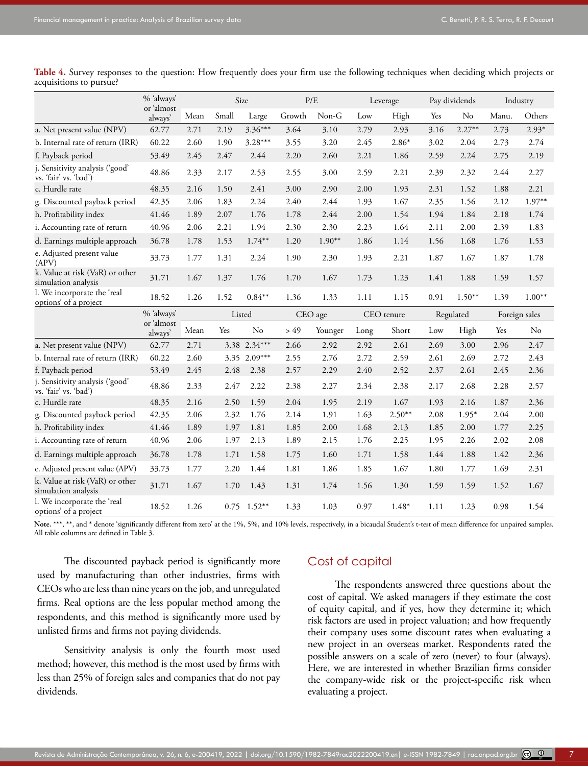**Table 4.** Survey responses to the question: How frequently does your firm use the following techniques when deciding which projects or acquisitions to pursue?

| | % 'always' or 'almost always' | Mean | Size | | P/E | | Leverage | | Pay dividends | | Industry | |
|---|---|---|---|---|---|---|---|---|---|---|---|---|
| | | | Small | Large | Growth | Non-G | Low | High | Yes | No | Manu. | Others |
| a. Net present value (NPV) | 62.77 | 2.71 | 2.19 | 3.36*** | 3.64 | 3.10 | 2.79 | 2.93 | 3.16 | 2.27** | 2.73 | 2.93* |
| b. Internal rate of return (IRR) | 60.22 | 2.60 | 1.90 | 3.28*** | 3.55 | 3.20 | 2.45 | 2.86* | 3.02 | 2.04 | 2.73 | 2.74 |
| f. Payback period | 53.49 | 2.45 | 2.47 | 2.44 | 2.20 | 2.60 | 2.21 | 1.86 | 2.59 | 2.24 | 2.75 | 2.19 |
| j. Sensitivity analysis ('good' vs. 'fair' vs. 'bad') | 48.86 | 2.33 | 2.17 | 2.53 | 2.55 | 3.00 | 2.59 | 2.21 | 2.39 | 2.32 | 2.44 | 2.27 |
| c. Hurdle rate | 48.35 | 2.16 | 1.50 | 2.41 | 3.00 | 2.90 | 2.00 | 1.93 | 2.31 | 1.52 | 1.88 | 2.21 |
| g. Discounted payback period | 42.35 | 2.06 | 1.83 | 2.24 | 2.40 | 2.44 | 1.93 | 1.67 | 2.35 | 1.56 | 2.12 | 1.97** |
| h. Profitability index | 41.46 | 1.89 | 2.07 | 1.76 | 1.78 | 2.44 | 2.00 | 1.54 | 1.94 | 1.84 | 2.18 | 1.74 |
| i. Accounting rate of return | 40.96 | 2.06 | 2.21 | 1.94 | 2.30 | 2.30 | 2.23 | 1.64 | 2.11 | 2.00 | 2.39 | 1.83 |
| d. Earnings multiple approach | 36.78 | 1.78 | 1.53 | 1.74** | 1.20 | 1.90** | 1.86 | 1.14 | 1.56 | 1.68 | 1.76 | 1.53 |
| e. Adjusted present value (APV) | 33.73 | 1.77 | 1.31 | 2.24 | 1.90 | 2.30 | 1.93 | 2.21 | 1.87 | 1.67 | 1.87 | 1.78 |
| k. Value at risk (VaR) or other simulation analysis | 31.71 | 1.67 | 1.37 | 1.76 | 1.70 | 1.67 | 1.73 | 1.23 | 1.41 | 1.88 | 1.59 | 1.57 |
| l. We incorporate the 'real options' of a project | 18.52 | 1.26 | 1.52 | 0.84** | 1.36 | 1.33 | 1.11 | 1.15 | 0.91 | 1.50** | 1.39 | 1.00** |
| | **% 'always' or 'almost always'** | **Mean** | **Listed** | | **CEO age** | | **CEO tenure** | | **Regulated** | | **Foreign sales** | |
| | | | Yes | No | > 49 | Younger | Long | Short | Low | High | Yes | No |
| a. Net present value (NPV) | 62.77 | 2.71 | 3.38 | 2.34*** | 2.66 | 2.92 | 2.92 | 2.61 | 2.69 | 3.00 | 2.96 | 2.47 |
| b. Internal rate of return (IRR) | 60.22 | 2.60 | 3.35 | 2.09*** | 2.55 | 2.76 | 2.72 | 2.59 | 2.61 | 2.69 | 2.72 | 2.43 |
| f. Payback period | 53.49 | 2.45 | 2.48 | 2.38 | 2.57 | 2.29 | 2.40 | 2.52 | 2.37 | 2.61 | 2.45 | 2.36 |
| j. Sensitivity analysis ('good' vs. 'fair' vs. 'bad') | 48.86 | 2.33 | 2.47 | 2.22 | 2.38 | 2.27 | 2.34 | 2.38 | 2.17 | 2.68 | 2.28 | 2.57 |
| c. Hurdle rate | 48.35 | 2.16 | 2.50 | 1.59 | 2.04 | 1.95 | 2.19 | 1.67 | 1.93 | 2.16 | 1.87 | 2.36 |
| g. Discounted payback period | 42.35 | 2.06 | 2.32 | 1.76 | 2.14 | 1.91 | 1.63 | 2.50** | 2.08 | 1.95* | 2.04 | 2.00 |
| h. Profitability index | 41.46 | 1.89 | 1.97 | 1.81 | 1.85 | 2.00 | 1.68 | 2.13 | 1.85 | 2.00 | 1.77 | 2.25 |
| i. Accounting rate of return | 40.96 | 2.06 | 1.97 | 2.13 | 1.89 | 2.15 | 1.76 | 2.25 | 1.95 | 2.26 | 2.02 | 2.08 |
| d. Earnings multiple approach | 36.78 | 1.78 | 1.71 | 1.58 | 1.75 | 1.60 | 1.71 | 1.58 | 1.44 | 1.88 | 1.42 | 2.36 |
| e. Adjusted present value (APV) | 33.73 | 1.77 | 2.20 | 1.44 | 1.81 | 1.86 | 1.85 | 1.67 | 1.80 | 1.77 | 1.69 | 2.31 |
| k. Value at risk (VaR) or other simulation analysis | 31.71 | 1.67 | 1.70 | 1.43 | 1.31 | 1.74 | 1.56 | 1.30 | 1.59 | 1.59 | 1.52 | 1.67 |
| l. We incorporate the 'real options' of a project | 18.52 | 1.26 | 0.75 | 1.52** | 1.33 | 1.03 | 0.97 | 1.48* | 1.11 | 1.23 | 0.98 | 1.54 |

**Note.** ***, **, and * denote 'significantly different from zero' at the 1%, 5%, and 10% levels, respectively, in a bicaudal Student's t-test of mean difference for unpaired samples. All table columns are defined in Table 3.

The discounted payback period is significantly more used by manufacturing than other industries, firms with CEOs who are less than nine years on the job, and unregulated firms. Real options are the less popular method among the respondents, and this method is significantly more used by unlisted firms and firms not paying dividends.

Sensitivity analysis is only the fourth most used method; however, this method is the most used by firms with less than 25% of foreign sales and companies that do not pay dividends.

## Cost of capital

The respondents answered three questions about the cost of capital. We asked managers if they estimate the cost of equity capital, and if yes, how they determine it; which risk factors are used in project valuation; and how frequently their company uses some discount rates when evaluating a new project in an overseas market. Respondents rated the possible answers on a scale of zero (never) to four (always). Here, we are interested in whether Brazilian firms consider the company-wide risk or the project-specific risk when evaluating a project.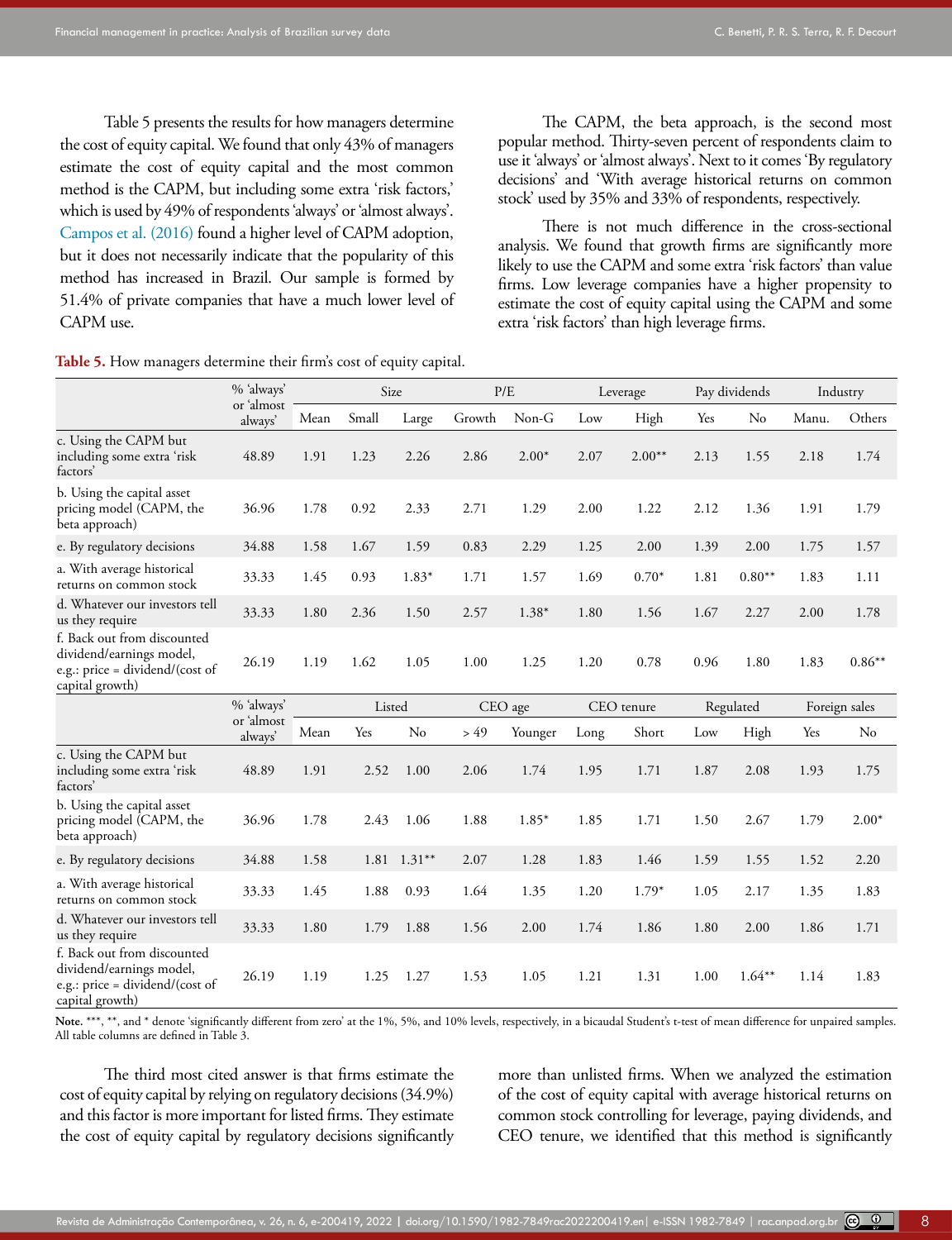Table 5 presents the results for how managers determine the cost of equity capital. We found that only 43% of managers estimate the cost of equity capital and the most common method is the CAPM, but including some extra 'risk factors,' which is used by 49% of respondents 'always' or 'almost always'. Campos et al. (2016) found a higher level of CAPM adoption, but it does not necessarily indicate that the popularity of this method has increased in Brazil. Our sample is formed by 51.4% of private companies that have a much lower level of CAPM use.

The CAPM, the beta approach, is the second most popular method. Thirty-seven percent of respondents claim to use it 'always' or 'almost always'. Next to it comes 'By regulatory decisions' and 'With average historical returns on common stock' used by 35% and 33% of respondents, respectively.

There is not much difference in the cross-sectional analysis. We found that growth firms are significantly more likely to use the CAPM and some extra 'risk factors' than value firms. Low leverage companies have a higher propensity to estimate the cost of equity capital using the CAPM and some extra 'risk factors' than high leverage firms.

**Table 5.** How managers determine their firm's cost of equity capital.

| | % 'always' or 'almost always' | Mean | Size | | P/E | | Leverage | | Pay dividends | | Industry | |
|---|---|---|---|---|---|---|---|---|---|---|---|---|
| | | | Small | Large | Growth | Non-G | Low | High | Yes | No | Manu. | Others |
| c. Using the CAPM but including some extra 'risk factors' | 48.89 | 1.91 | 1.23 | 2.26 | 2.86 | 2.00* | 2.07 | 2.00** | 2.13 | 1.55 | 2.18 | 1.74 |
| b. Using the capital asset pricing model (CAPM, the beta approach) | 36.96 | 1.78 | 0.92 | 2.33 | 2.71 | 1.29 | 2.00 | 1.22 | 2.12 | 1.36 | 1.91 | 1.79 |
| e. By regulatory decisions | 34.88 | 1.58 | 1.67 | 1.59 | 0.83 | 2.29 | 1.25 | 2.00 | 1.39 | 2.00 | 1.75 | 1.57 |
| a. With average historical returns on common stock | 33.33 | 1.45 | 0.93 | 1.83* | 1.71 | 1.57 | 1.69 | 0.70* | 1.81 | 0.80** | 1.83 | 1.11 |
| d. Whatever our investors tell us they require | 33.33 | 1.80 | 2.36 | 1.50 | 2.57 | 1.38* | 1.80 | 1.56 | 1.67 | 2.27 | 2.00 | 1.78 |
| f. Back out from discounted dividend/earnings model, e.g.: price = dividend/(cost of capital growth) | 26.19 | 1.19 | 1.62 | 1.05 | 1.00 | 1.25 | 1.20 | 0.78 | 0.96 | 1.80 | 1.83 | 0.86** |
| | **% 'always' or 'almost always'** | **Mean** | **Listed** | | **CEO age** | | **CEO tenure** | | **Regulated** | | **Foreign sales** | |
| | | | Yes | No | > 49 | Younger | Long | Short | Low | High | Yes | No |
| c. Using the CAPM but including some extra 'risk factors' | 48.89 | 1.91 | 2.52 | 1.00 | 2.06 | 1.74 | 1.95 | 1.71 | 1.87 | 2.08 | 1.93 | 1.75 |
| b. Using the capital asset pricing model (CAPM, the beta approach) | 36.96 | 1.78 | 2.43 | 1.06 | 1.88 | 1.85* | 1.85 | 1.71 | 1.50 | 2.67 | 1.79 | 2.00* |
| e. By regulatory decisions | 34.88 | 1.58 | 1.81 | 1.31** | 2.07 | 1.28 | 1.83 | 1.46 | 1.59 | 1.55 | 1.52 | 2.20 |
| a. With average historical returns on common stock | 33.33 | 1.45 | 1.88 | 0.93 | 1.64 | 1.35 | 1.20 | 1.79* | 1.05 | 2.17 | 1.35 | 1.83 |
| d. Whatever our investors tell us they require | 33.33 | 1.80 | 1.79 | 1.88 | 1.56 | 2.00 | 1.74 | 1.86 | 1.80 | 2.00 | 1.86 | 1.71 |
| f. Back out from discounted dividend/earnings model, e.g.: price = dividend/(cost of capital growth) | 26.19 | 1.19 | 1.25 | 1.27 | 1.53 | 1.05 | 1.21 | 1.31 | 1.00 | 1.64** | 1.14 | 1.83 |

**Note.** ***, **, and * denote 'significantly different from zero' at the 1%, 5%, and 10% levels, respectively, in a bicaudal Student's t-test of mean difference for unpaired samples. All table columns are defined in Table 3.

The third most cited answer is that firms estimate the cost of equity capital by relying on regulatory decisions (34.9%) and this factor is more important for listed firms. They estimate the cost of equity capital by regulatory decisions significantly more than unlisted firms. When we analyzed the estimation of the cost of equity capital with average historical returns on common stock controlling for leverage, paying dividends, and CEO tenure, we identified that this method is significantly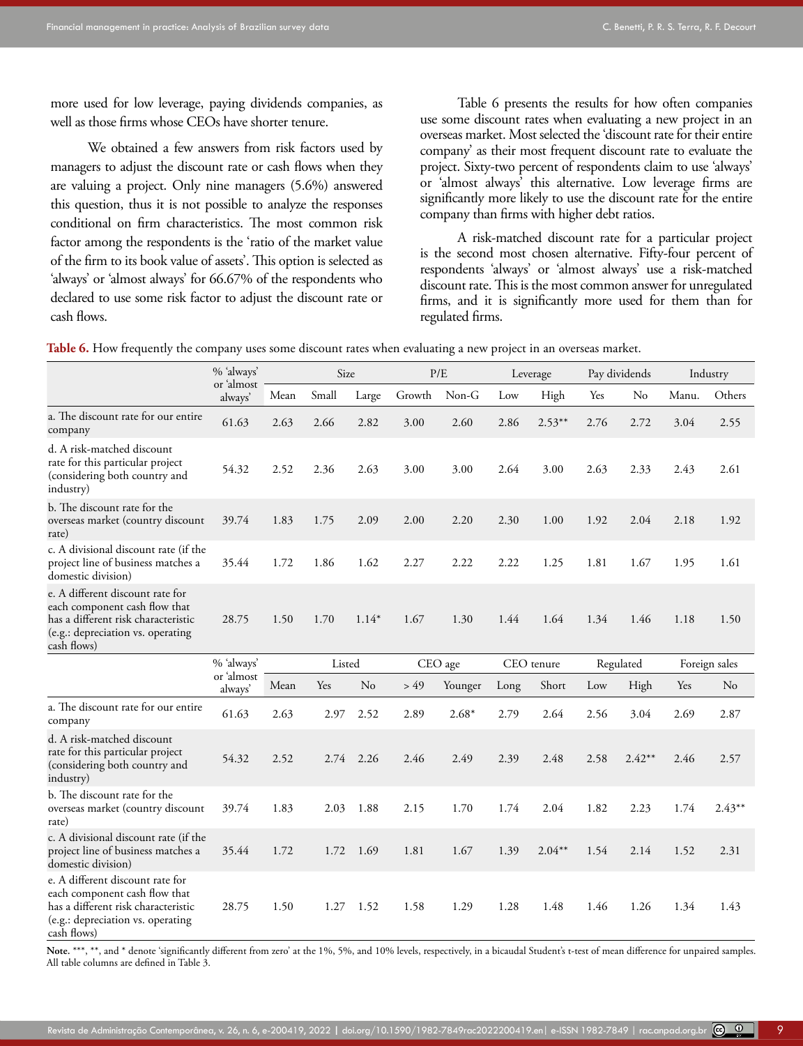more used for low leverage, paying dividends companies, as well as those firms whose CEOs have shorter tenure.

We obtained a few answers from risk factors used by managers to adjust the discount rate or cash flows when they are valuing a project. Only nine managers (5.6%) answered this question, thus it is not possible to analyze the responses conditional on firm characteristics. The most common risk factor among the respondents is the 'ratio of the market value of the firm to its book value of assets'. This option is selected as 'always' or 'almost always' for 66.67% of the respondents who declared to use some risk factor to adjust the discount rate or cash flows.

Table 6 presents the results for how often companies use some discount rates when evaluating a new project in an overseas market. Most selected the 'discount rate for their entire company' as their most frequent discount rate to evaluate the project. Sixty-two percent of respondents claim to use 'always' or 'almost always' this alternative. Low leverage firms are significantly more likely to use the discount rate for the entire company than firms with higher debt ratios.

A risk-matched discount rate for a particular project is the second most chosen alternative. Fifty-four percent of respondents 'always' or 'almost always' use a risk-matched discount rate. This is the most common answer for unregulated firms, and it is significantly more used for them than for regulated firms.

**Table 6.** How frequently the company uses some discount rates when evaluating a new project in an overseas market.

| | % 'always' or 'almost always' | Mean | Size | | P/E | | Leverage | | Pay dividends | | Industry | |
|---|---|---|---|---|---|---|---|---|---|---|---|---|
| | | | Small | Large | Growth | Non-G | Low | High | Yes | No | Manu. | Others |
| a. The discount rate for our entire company | 61.63 | 2.63 | 2.66 | 2.82 | 3.00 | 2.60 | 2.86 | 2.53** | 2.76 | 2.72 | 3.04 | 2.55 |
| d. A risk-matched discount rate for this particular project (considering both country and industry) | 54.32 | 2.52 | 2.36 | 2.63 | 3.00 | 3.00 | 2.64 | 3.00 | 2.63 | 2.33 | 2.43 | 2.61 |
| b. The discount rate for the overseas market (country discount rate) | 39.74 | 1.83 | 1.75 | 2.09 | 2.00 | 2.20 | 2.30 | 1.00 | 1.92 | 2.04 | 2.18 | 1.92 |
| c. A divisional discount rate (if the project line of business matches a domestic division) | 35.44 | 1.72 | 1.86 | 1.62 | 2.27 | 2.22 | 2.22 | 1.25 | 1.81 | 1.67 | 1.95 | 1.61 |
| e. A different discount rate for each component cash flow that has a different risk characteristic (e.g.: depreciation vs. operating cash flows) | 28.75 | 1.50 | 1.70 | 1.14* | 1.67 | 1.30 | 1.44 | 1.64 | 1.34 | 1.46 | 1.18 | 1.50 |
| | % 'always' or 'almost always' | Mean | Listed | | CEO age | | CEO tenure | | Regulated | | Foreign sales | |
| | | | Yes | No | > 49 | Younger | Long | Short | Low | High | Yes | No |
| a. The discount rate for our entire company | 61.63 | 2.63 | 2.97 | 2.52 | 2.89 | 2.68* | 2.79 | 2.64 | 2.56 | 3.04 | 2.69 | 2.87 |
| d. A risk-matched discount rate for this particular project (considering both country and industry) | 54.32 | 2.52 | 2.74 | 2.26 | 2.46 | 2.49 | 2.39 | 2.48 | 2.58 | 2.42** | 2.46 | 2.57 |
| b. The discount rate for the overseas market (country discount rate) | 39.74 | 1.83 | 2.03 | 1.88 | 2.15 | 1.70 | 1.74 | 2.04 | 1.82 | 2.23 | 1.74 | 2.43** |
| c. A divisional discount rate (if the project line of business matches a domestic division) | 35.44 | 1.72 | 1.72 | 1.69 | 1.81 | 1.67 | 1.39 | 2.04** | 1.54 | 2.14 | 1.52 | 2.31 |
| e. A different discount rate for each component cash flow that has a different risk characteristic (e.g.: depreciation vs. operating cash flows) | 28.75 | 1.50 | 1.27 | 1.52 | 1.58 | 1.29 | 1.28 | 1.48 | 1.46 | 1.26 | 1.34 | 1.43 |

**Note.** ***, **, and * denote 'significantly different from zero' at the 1%, 5%, and 10% levels, respectively, in a bicaudal Student's t-test of mean difference for unpaired samples. All table columns are defined in Table 3.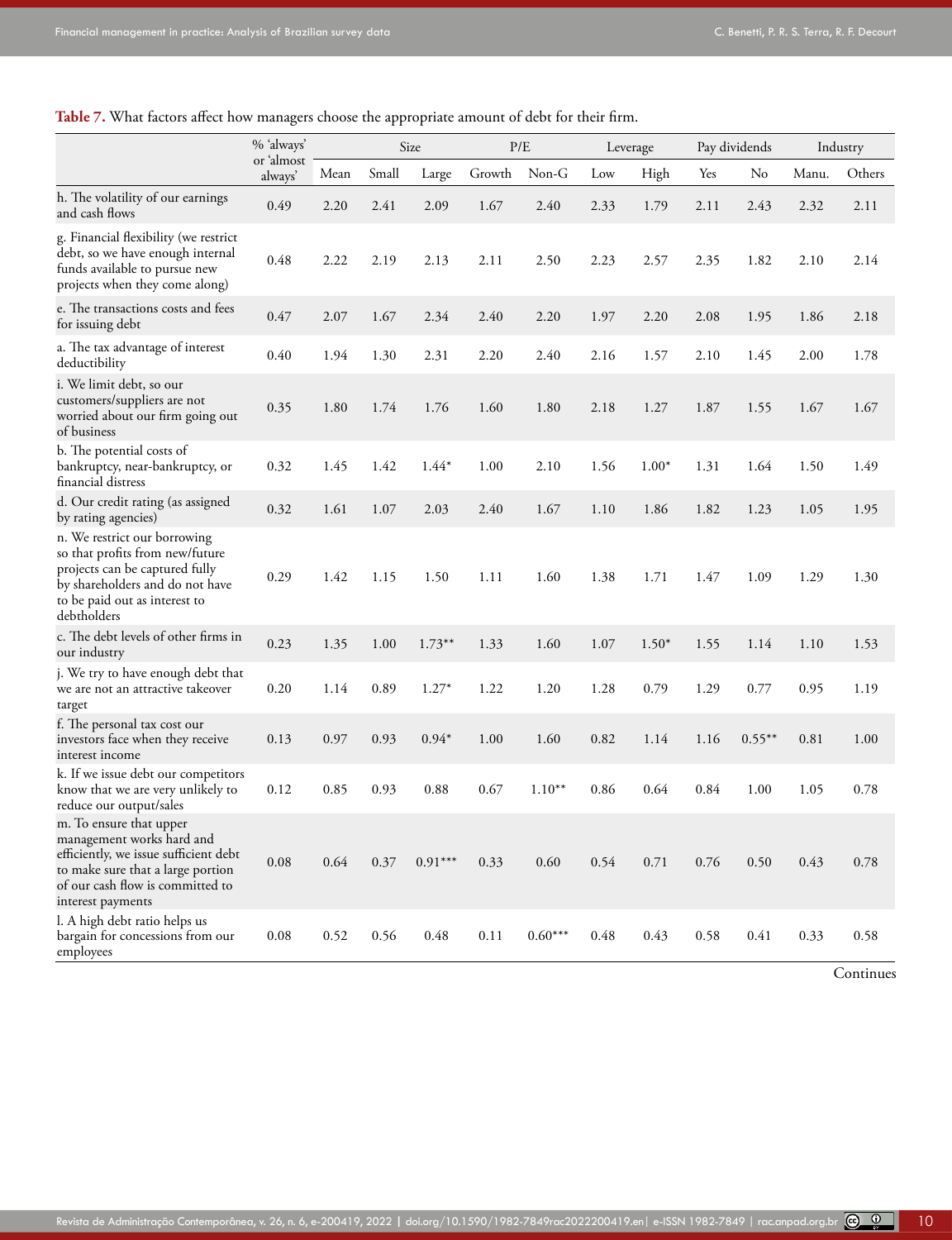**Table 7.** What factors affect how managers choose the appropriate amount of debt for their firm.

| | % 'always' or 'almost always' | Mean | Size | | P/E | | Leverage | | Pay dividends | | Industry | |
|---|---|---|---|---|---|---|---|---|---|---|---|---|
| | | | Small | Large | Growth | Non-G | Low | High | Yes | No | Manu. | Others |
| h. The volatility of our earnings and cash flows | 0.49 | 2.20 | 2.41 | 2.09 | 1.67 | 2.40 | 2.33 | 1.79 | 2.11 | 2.43 | 2.32 | 2.11 |
| g. Financial flexibility (we restrict debt, so we have enough internal funds available to pursue new projects when they come along) | 0.48 | 2.22 | 2.19 | 2.13 | 2.11 | 2.50 | 2.23 | 2.57 | 2.35 | 1.82 | 2.10 | 2.14 |
| e. The transactions costs and fees for issuing debt | 0.47 | 2.07 | 1.67 | 2.34 | 2.40 | 2.20 | 1.97 | 2.20 | 2.08 | 1.95 | 1.86 | 2.18 |
| a. The tax advantage of interest deductibility | 0.40 | 1.94 | 1.30 | 2.31 | 2.20 | 2.40 | 2.16 | 1.57 | 2.10 | 1.45 | 2.00 | 1.78 |
| i. We limit debt, so our customers/suppliers are not worried about our firm going out of business | 0.35 | 1.80 | 1.74 | 1.76 | 1.60 | 1.80 | 2.18 | 1.27 | 1.87 | 1.55 | 1.67 | 1.67 |
| b. The potential costs of bankruptcy, near-bankruptcy, or financial distress | 0.32 | 1.45 | 1.42 | 1.44* | 1.00 | 2.10 | 1.56 | 1.00* | 1.31 | 1.64 | 1.50 | 1.49 |
| d. Our credit rating (as assigned by rating agencies) | 0.32 | 1.61 | 1.07 | 2.03 | 2.40 | 1.67 | 1.10 | 1.86 | 1.82 | 1.23 | 1.05 | 1.95 |
| n. We restrict our borrowing so that profits from new/future projects can be captured fully by shareholders and do not have to be paid out as interest to debtholders | 0.29 | 1.42 | 1.15 | 1.50 | 1.11 | 1.60 | 1.38 | 1.71 | 1.47 | 1.09 | 1.29 | 1.30 |
| c. The debt levels of other firms in our industry | 0.23 | 1.35 | 1.00 | 1.73** | 1.33 | 1.60 | 1.07 | 1.50* | 1.55 | 1.14 | 1.10 | 1.53 |
| j. We try to have enough debt that we are not an attractive takeover target | 0.20 | 1.14 | 0.89 | 1.27* | 1.22 | 1.20 | 1.28 | 0.79 | 1.29 | 0.77 | 0.95 | 1.19 |
| f. The personal tax cost our investors face when they receive interest income | 0.13 | 0.97 | 0.93 | 0.94* | 1.00 | 1.60 | 0.82 | 1.14 | 1.16 | 0.55** | 0.81 | 1.00 |
| k. If we issue debt our competitors know that we are very unlikely to reduce our output/sales | 0.12 | 0.85 | 0.93 | 0.88 | 0.67 | 1.10** | 0.86 | 0.64 | 0.84 | 1.00 | 1.05 | 0.78 |
| m. To ensure that upper management works hard and efficiently, we issue sufficient debt to make sure that a large portion of our cash flow is committed to interest payments | 0.08 | 0.64 | 0.37 | 0.91*** | 0.33 | 0.60 | 0.54 | 0.71 | 0.76 | 0.50 | 0.43 | 0.78 |
| l. A high debt ratio helps us bargain for concessions from our employees | 0.08 | 0.52 | 0.56 | 0.48 | 0.11 | 0.60*** | 0.48 | 0.43 | 0.58 | 0.41 | 0.33 | 0.58 |

Continues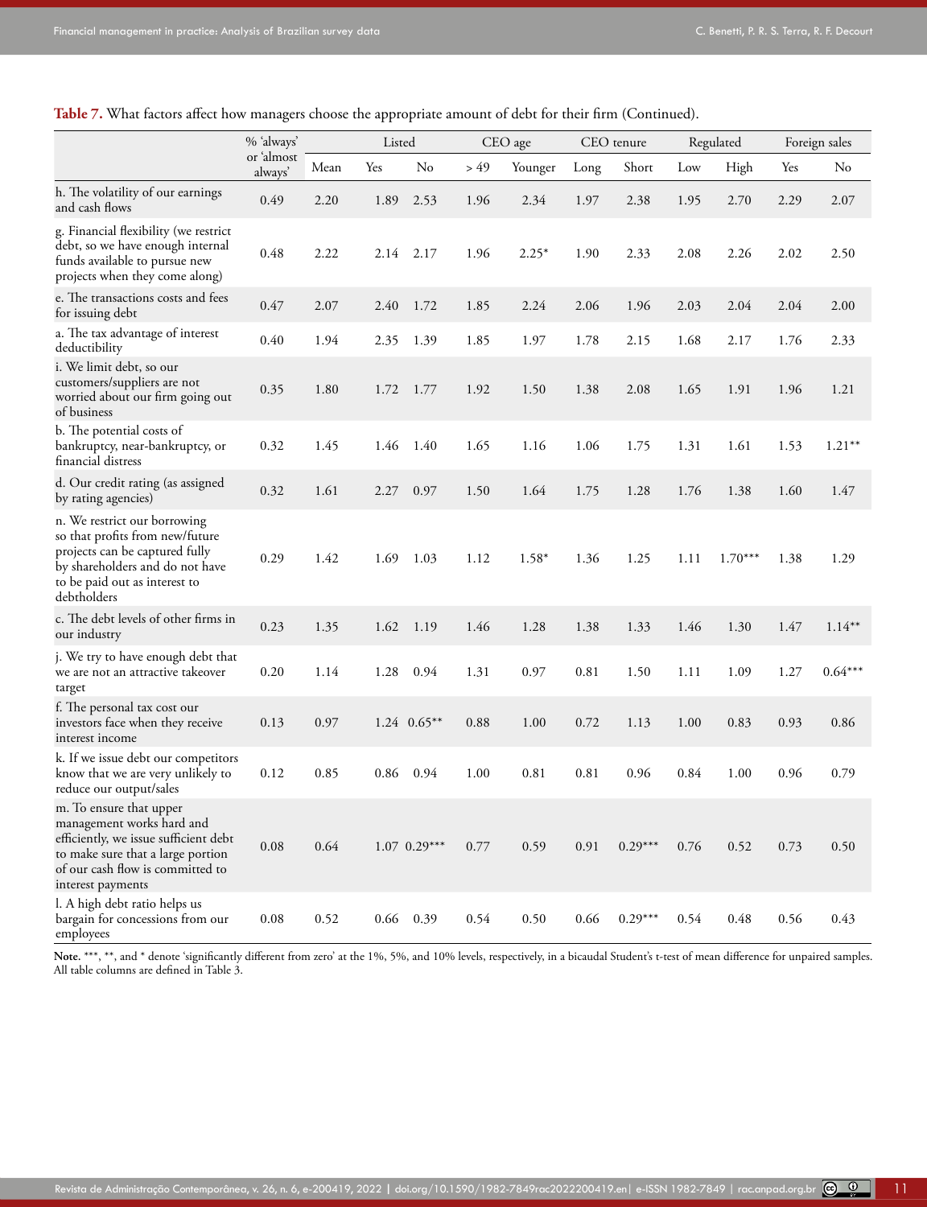**Table 7.** What factors affect how managers choose the appropriate amount of debt for their firm (Continued).

| | % 'always' or 'almost always' | Mean | Listed | | CEO age | | CEO tenure | | Regulated | | Foreign sales | |
|---|---|---|---|---|---|---|---|---|---|---|---|---|
| | | | Yes | No | > 49 | Younger | Long | Short | Low | High | Yes | No |
| h. The volatility of our earnings and cash flows | 0.49 | 2.20 | 1.89 | 2.53 | 1.96 | 2.34 | 1.97 | 2.38 | 1.95 | 2.70 | 2.29 | 2.07 |
| g. Financial flexibility (we restrict debt, so we have enough internal funds available to pursue new projects when they come along) | 0.48 | 2.22 | 2.14 | 2.17 | 1.96 | 2.25* | 1.90 | 2.33 | 2.08 | 2.26 | 2.02 | 2.50 |
| e. The transactions costs and fees for issuing debt | 0.47 | 2.07 | 2.40 | 1.72 | 1.85 | 2.24 | 2.06 | 1.96 | 2.03 | 2.04 | 2.04 | 2.00 |
| a. The tax advantage of interest deductibility | 0.40 | 1.94 | 2.35 | 1.39 | 1.85 | 1.97 | 1.78 | 2.15 | 1.68 | 2.17 | 1.76 | 2.33 |
| i. We limit debt, so our customers/suppliers are not worried about our firm going out of business | 0.35 | 1.80 | 1.72 | 1.77 | 1.92 | 1.50 | 1.38 | 2.08 | 1.65 | 1.91 | 1.96 | 1.21 |
| b. The potential costs of bankruptcy, near-bankruptcy, or financial distress | 0.32 | 1.45 | 1.46 | 1.40 | 1.65 | 1.16 | 1.06 | 1.75 | 1.31 | 1.61 | 1.53 | 1.21** |
| d. Our credit rating (as assigned by rating agencies) | 0.32 | 1.61 | 2.27 | 0.97 | 1.50 | 1.64 | 1.75 | 1.28 | 1.76 | 1.38 | 1.60 | 1.47 |
| n. We restrict our borrowing so that profits from new/future projects can be captured fully by shareholders and do not have to be paid out as interest to debtholders | 0.29 | 1.42 | 1.69 | 1.03 | 1.12 | 1.58* | 1.36 | 1.25 | 1.11 | 1.70*** | 1.38 | 1.29 |
| c. The debt levels of other firms in our industry | 0.23 | 1.35 | 1.62 | 1.19 | 1.46 | 1.28 | 1.38 | 1.33 | 1.46 | 1.30 | 1.47 | 1.14** |
| j. We try to have enough debt that we are not an attractive takeover target | 0.20 | 1.14 | 1.28 | 0.94 | 1.31 | 0.97 | 0.81 | 1.50 | 1.11 | 1.09 | 1.27 | 0.64*** |
| f. The personal tax cost our investors face when they receive interest income | 0.13 | 0.97 | 1.24 | 0.65** | 0.88 | 1.00 | 0.72 | 1.13 | 1.00 | 0.83 | 0.93 | 0.86 |
| k. If we issue debt our competitors know that we are very unlikely to reduce our output/sales | 0.12 | 0.85 | 0.86 | 0.94 | 1.00 | 0.81 | 0.81 | 0.96 | 0.84 | 1.00 | 0.96 | 0.79 |
| m. To ensure that upper management works hard and efficiently, we issue sufficient debt to make sure that a large portion of our cash flow is committed to interest payments | 0.08 | 0.64 | 1.07 | 0.29*** | 0.77 | 0.59 | 0.91 | 0.29*** | 0.76 | 0.52 | 0.73 | 0.50 |
| l. A high debt ratio helps us bargain for concessions from our employees | 0.08 | 0.52 | 0.66 | 0.39 | 0.54 | 0.50 | 0.66 | 0.29*** | 0.54 | 0.48 | 0.56 | 0.43 |

**Note.** ***, **, and * denote 'significantly different from zero' at the 1%, 5%, and 10% levels, respectively, in a bicaudal Student's t-test of mean difference for unpaired samples. All table columns are defined in Table 3.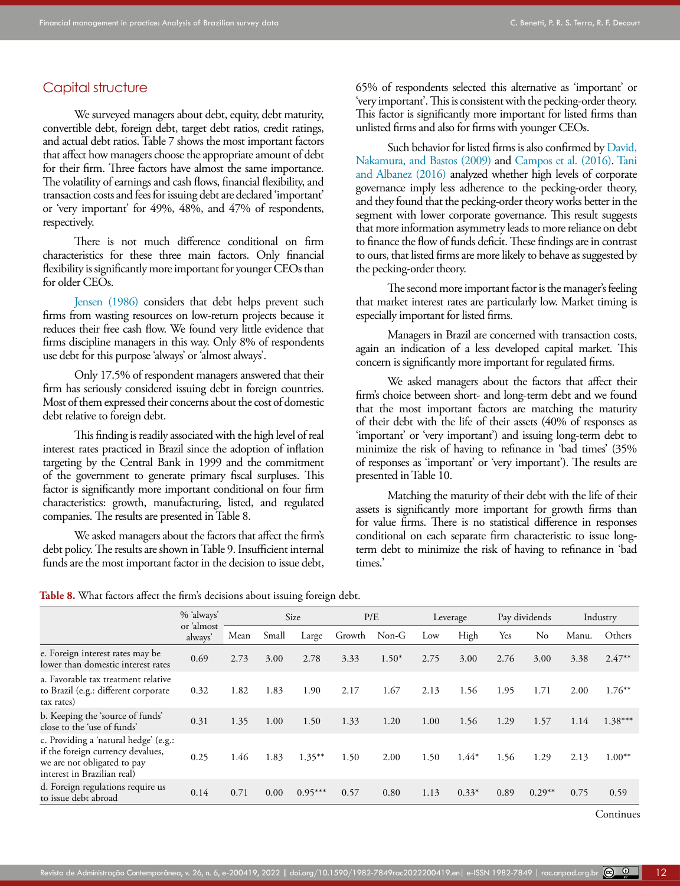## Capital structure

We surveyed managers about debt, equity, debt maturity, convertible debt, foreign debt, target debt ratios, credit ratings, and actual debt ratios. Table 7 shows the most important factors that affect how managers choose the appropriate amount of debt for their firm. Three factors have almost the same importance. The volatility of earnings and cash flows, financial flexibility, and transaction costs and fees for issuing debt are declared 'important' or 'very important' for 49%, 48%, and 47% of respondents, respectively.

There is not much difference conditional on firm characteristics for these three main factors. Only financial flexibility is significantly more important for younger CEOs than for older CEOs.

Jensen (1986) considers that debt helps prevent such firms from wasting resources on low-return projects because it reduces their free cash flow. We found very little evidence that firms discipline managers in this way. Only 8% of respondents use debt for this purpose 'always' or 'almost always'.

Only 17.5% of respondent managers answered that their firm has seriously considered issuing debt in foreign countries. Most of them expressed their concerns about the cost of domestic debt relative to foreign debt.

This finding is readily associated with the high level of real interest rates practiced in Brazil since the adoption of inflation targeting by the Central Bank in 1999 and the commitment of the government to generate primary fiscal surpluses. This factor is significantly more important conditional on four firm characteristics: growth, manufacturing, listed, and regulated companies. The results are presented in Table 8.

We asked managers about the factors that affect the firm's debt policy. The results are shown in Table 9. Insufficient internal funds are the most important factor in the decision to issue debt, 65% of respondents selected this alternative as 'important' or 'very important'. This is consistent with the pecking-order theory. This factor is significantly more important for listed firms than unlisted firms and also for firms with younger CEOs.

Such behavior for listed firms is also confirmed by David, Nakamura, and Bastos (2009) and Campos et al. (2016). Tani and Albanez (2016) analyzed whether high levels of corporate governance imply less adherence to the pecking-order theory, and they found that the pecking-order theory works better in the segment with lower corporate governance. This result suggests that more information asymmetry leads to more reliance on debt to finance the flow of funds deficit. These findings are in contrast to ours, that listed firms are more likely to behave as suggested by the pecking-order theory.

The second more important factor is the manager's feeling that market interest rates are particularly low. Market timing is especially important for listed firms.

Managers in Brazil are concerned with transaction costs, again an indication of a less developed capital market. This concern is significantly more important for regulated firms.

We asked managers about the factors that affect their firm's choice between short- and long-term debt and we found that the most important factors are matching the maturity of their debt with the life of their assets (40% of responses as 'important' or 'very important') and issuing long-term debt to minimize the risk of having to refinance in 'bad times' (35% of responses as 'important' or 'very important'). The results are presented in Table 10.

Matching the maturity of their debt with the life of their assets is significantly more important for growth firms than for value firms. There is no statistical difference in responses conditional on each separate firm characteristic to issue long-term debt to minimize the risk of having to refinance in 'bad times.'

**Table 8.** What factors affect the firm's decisions about issuing foreign debt.

| | % 'always' or 'almost always' | Mean | Size | | P/E | | Leverage | | Pay dividends | | Industry | |
|---|---|---|---|---|---|---|---|---|---|---|---|---|
| | | | Small | Large | Growth | Non-G | Low | High | Yes | No | Manu. | Others |
| e. Foreign interest rates may be lower than domestic interest rates | 0.69 | 2.73 | 3.00 | 2.78 | 3.33 | 1.50* | 2.75 | 3.00 | 2.76 | 3.00 | 3.38 | 2.47** |
| a. Favorable tax treatment relative to Brazil (e.g.: different corporate tax rates) | 0.32 | 1.82 | 1.83 | 1.90 | 2.17 | 1.67 | 2.13 | 1.56 | 1.95 | 1.71 | 2.00 | 1.76** |
| b. Keeping the 'source of funds' close to the 'use of funds' | 0.31 | 1.35 | 1.00 | 1.50 | 1.33 | 1.20 | 1.00 | 1.56 | 1.29 | 1.57 | 1.14 | 1.38*** |
| c. Providing a 'natural hedge' (e.g.: if the foreign currency devalues, we are not obligated to pay interest in Brazilian real) | 0.25 | 1.46 | 1.83 | 1.35** | 1.50 | 2.00 | 1.50 | 1.44* | 1.56 | 1.29 | 2.13 | 1.00** |
| d. Foreign regulations require us to issue debt abroad | 0.14 | 0.71 | 0.00 | 0.95*** | 0.57 | 0.80 | 1.13 | 0.33* | 0.89 | 0.29** | 0.75 | 0.59 |

Continues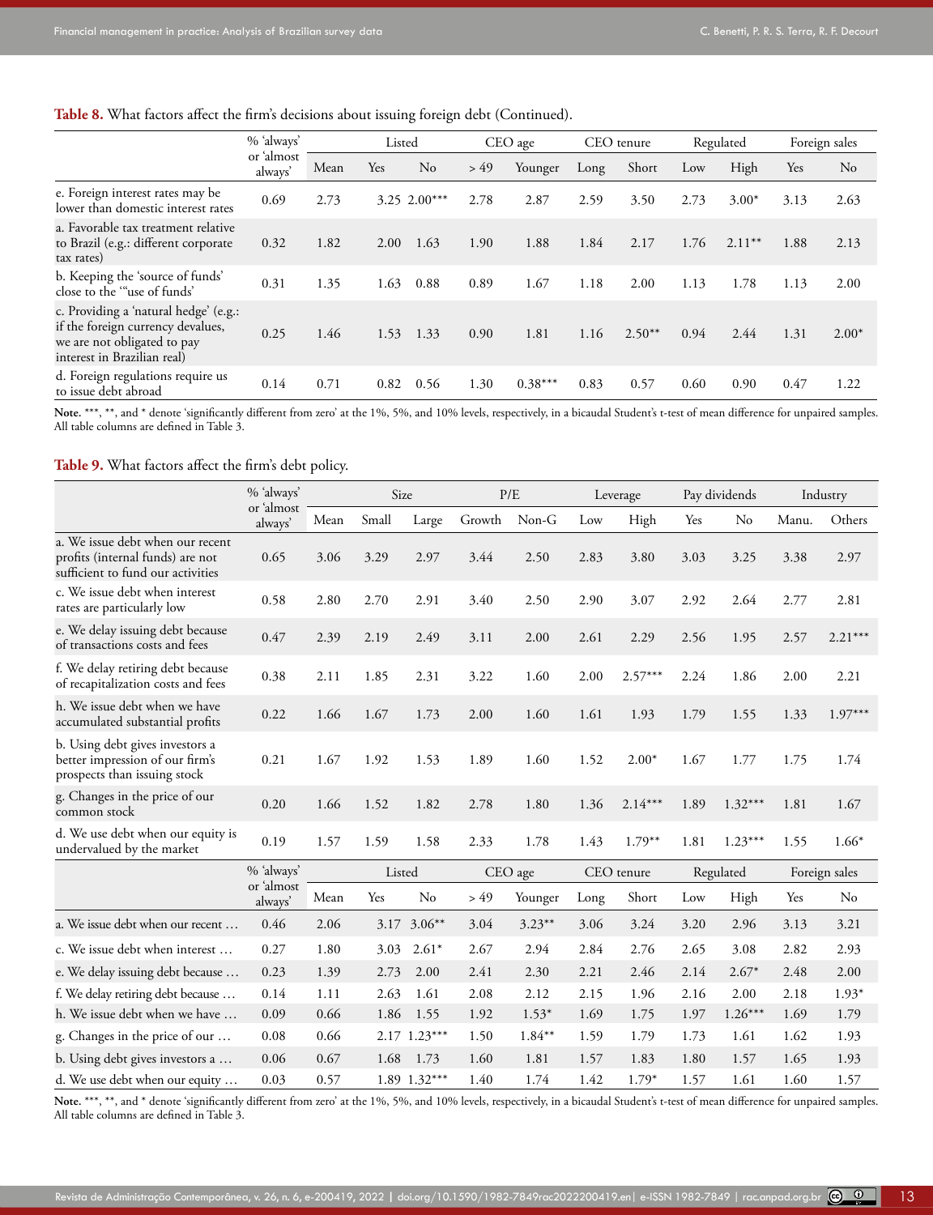**Table 8.** What factors affect the firm's decisions about issuing foreign debt (Continued).

| | % 'always' or 'almost always' | Mean | Listed | | CEO age | | CEO tenure | | Regulated | | Foreign sales | |
|---|---|---|---|---|---|---|---|---|---|---|---|---|
| | | | Yes | No | > 49 | Younger | Long | Short | Low | High | Yes | No |
| e. Foreign interest rates may be lower than domestic interest rates | 0.69 | 2.73 | 3.25 | 2.00*** | 2.78 | 2.87 | 2.59 | 3.50 | 2.73 | 3.00* | 3.13 | 2.63 |
| a. Favorable tax treatment relative to Brazil (e.g.: different corporate tax rates) | 0.32 | 1.82 | 2.00 | 1.63 | 1.90 | 1.88 | 1.84 | 2.17 | 1.76 | 2.11** | 1.88 | 2.13 |
| b. Keeping the 'source of funds' close to the '"use of funds' | 0.31 | 1.35 | 1.63 | 0.88 | 0.89 | 1.67 | 1.18 | 2.00 | 1.13 | 1.78 | 1.13 | 2.00 |
| c. Providing a 'natural hedge' (e.g.: if the foreign currency devalues, we are not obligated to pay interest in Brazilian real) | 0.25 | 1.46 | 1.53 | 1.33 | 0.90 | 1.81 | 1.16 | 2.50** | 0.94 | 2.44 | 1.31 | 2.00* |
| d. Foreign regulations require us to issue debt abroad | 0.14 | 0.71 | 0.82 | 0.56 | 1.30 | 0.38*** | 0.83 | 0.57 | 0.60 | 0.90 | 0.47 | 1.22 |

**Note.** ***, **, and * denote 'significantly different from zero' at the 1%, 5%, and 10% levels, respectively, in a bicaudal Student's t-test of mean difference for unpaired samples. All table columns are defined in Table 3.

**Table 9.** What factors affect the firm's debt policy.

| | % 'always' or 'almost always' | Mean | Size | | P/E | | Leverage | | Pay dividends | | Industry | |
|---|---|---|---|---|---|---|---|---|---|---|---|---|
| | | | Small | Large | Growth | Non-G | Low | High | Yes | No | Manu. | Others |
| a. We issue debt when our recent profits (internal funds) are not sufficient to fund our activities | 0.65 | 3.06 | 3.29 | 2.97 | 3.44 | 2.50 | 2.83 | 3.80 | 3.03 | 3.25 | 3.38 | 2.97 |
| c. We issue debt when interest rates are particularly low | 0.58 | 2.80 | 2.70 | 2.91 | 3.40 | 2.50 | 2.90 | 3.07 | 2.92 | 2.64 | 2.77 | 2.81 |
| e. We delay issuing debt because of transactions costs and fees | 0.47 | 2.39 | 2.19 | 2.49 | 3.11 | 2.00 | 2.61 | 2.29 | 2.56 | 1.95 | 2.57 | 2.21*** |
| f. We delay retiring debt because of recapitalization costs and fees | 0.38 | 2.11 | 1.85 | 2.31 | 3.22 | 1.60 | 2.00 | 2.57*** | 2.24 | 1.86 | 2.00 | 2.21 |
| h. We issue debt when we have accumulated substantial profits | 0.22 | 1.66 | 1.67 | 1.73 | 2.00 | 1.60 | 1.61 | 1.93 | 1.79 | 1.55 | 1.33 | 1.97*** |
| b. Using debt gives investors a better impression of our firm's prospects than issuing stock | 0.21 | 1.67 | 1.92 | 1.53 | 1.89 | 1.60 | 1.52 | 2.00* | 1.67 | 1.77 | 1.75 | 1.74 |
| g. Changes in the price of our common stock | 0.20 | 1.66 | 1.52 | 1.82 | 2.78 | 1.80 | 1.36 | 2.14*** | 1.89 | 1.32*** | 1.81 | 1.67 |
| d. We use debt when our equity is undervalued by the market | 0.19 | 1.57 | 1.59 | 1.58 | 2.33 | 1.78 | 1.43 | 1.79** | 1.81 | 1.23*** | 1.55 | 1.66* |
| | **% 'always' or 'almost always'** | **Mean** | **Listed** | | **CEO age** | | **CEO tenure** | | **Regulated** | | **Foreign sales** | |
| | | | **Yes** | **No** | **> 49** | **Younger** | **Long** | **Short** | **Low** | **High** | **Yes** | **No** |
| a. We issue debt when our recent … | 0.46 | 2.06 | 3.17 | 3.06** | 3.04 | 3.23** | 3.06 | 3.24 | 3.20 | 2.96 | 3.13 | 3.21 |
| c. We issue debt when interest … | 0.27 | 1.80 | 3.03 | 2.61* | 2.67 | 2.94 | 2.84 | 2.76 | 2.65 | 3.08 | 2.82 | 2.93 |
| e. We delay issuing debt because … | 0.23 | 1.39 | 2.73 | 2.00 | 2.41 | 2.30 | 2.21 | 2.46 | 2.14 | 2.67* | 2.48 | 2.00 |
| f. We delay retiring debt because … | 0.14 | 1.11 | 2.63 | 1.61 | 2.08 | 2.12 | 2.15 | 1.96 | 2.16 | 2.00 | 2.18 | 1.93* |
| h. We issue debt when we have … | 0.09 | 0.66 | 1.86 | 1.55 | 1.92 | 1.53* | 1.69 | 1.75 | 1.97 | 1.26*** | 1.69 | 1.79 |
| g. Changes in the price of our … | 0.08 | 0.66 | 2.17 | 1.23*** | 1.50 | 1.84** | 1.59 | 1.79 | 1.73 | 1.61 | 1.62 | 1.93 |
| b. Using debt gives investors a … | 0.06 | 0.67 | 1.68 | 1.73 | 1.60 | 1.81 | 1.57 | 1.83 | 1.80 | 1.57 | 1.65 | 1.93 |
| d. We use debt when our equity … | 0.03 | 0.57 | 1.89 | 1.32*** | 1.40 | 1.74 | 1.42 | 1.79* | 1.57 | 1.61 | 1.60 | 1.57 |

**Note.** ***, **, and * denote 'significantly different from zero' at the 1%, 5%, and 10% levels, respectively, in a bicaudal Student's t-test of mean difference for unpaired samples. All table columns are defined in Table 3.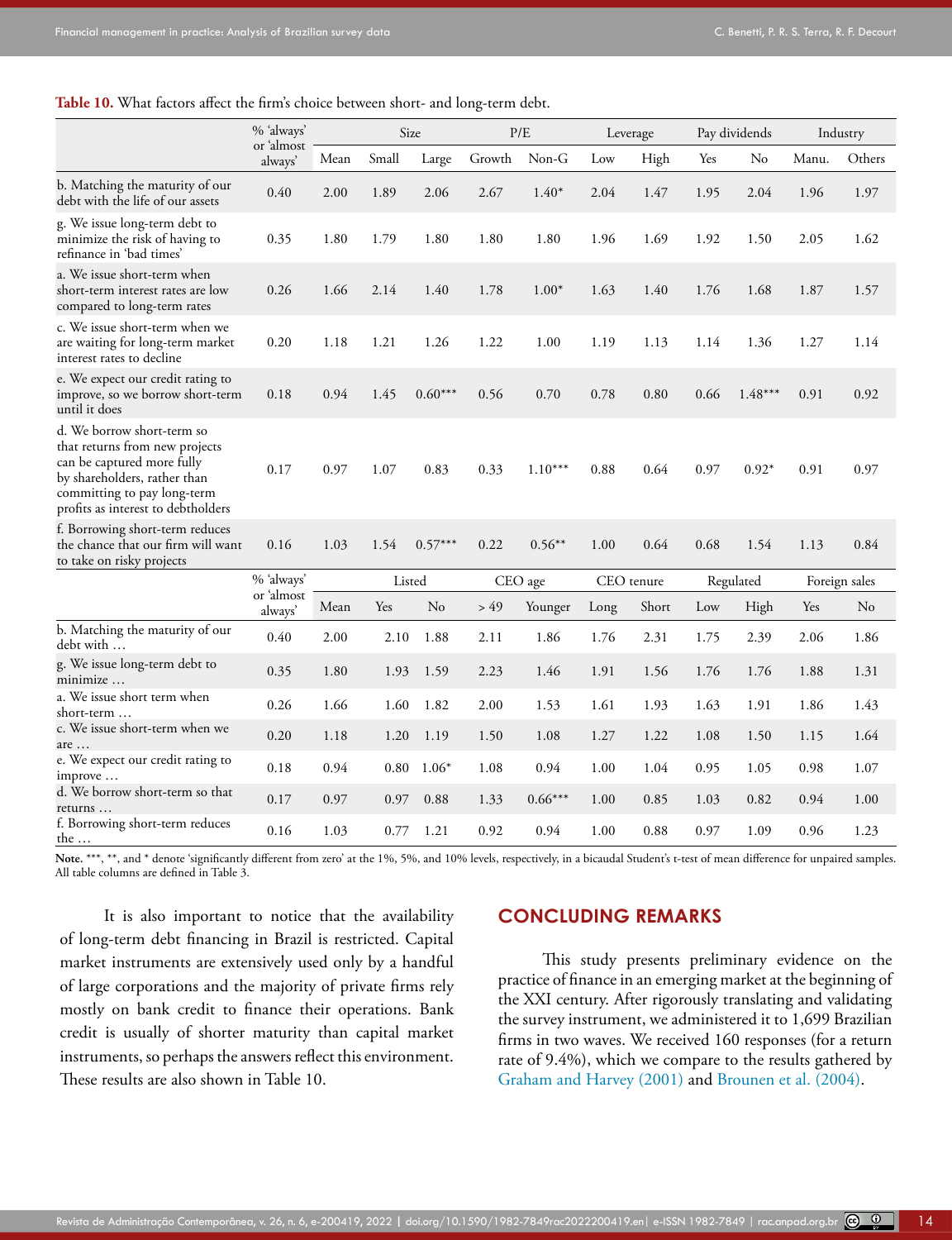**Table 10.** What factors affect the firm's choice between short- and long-term debt.

| | % 'always' or 'almost always' | Mean | Size | | P/E | | Leverage | | Pay dividends | | Industry | |
|---|---|---|---|---|---|---|---|---|---|---|---|---|
| | | | Small | Large | Growth | Non-G | Low | High | Yes | No | Manu. | Others |
| b. Matching the maturity of our debt with the life of our assets | 0.40 | 2.00 | 1.89 | 2.06 | 2.67 | 1.40* | 2.04 | 1.47 | 1.95 | 2.04 | 1.96 | 1.97 |
| g. We issue long-term debt to minimize the risk of having to refinance in 'bad times' | 0.35 | 1.80 | 1.79 | 1.80 | 1.80 | 1.80 | 1.96 | 1.69 | 1.92 | 1.50 | 2.05 | 1.62 |
| a. We issue short-term when short-term interest rates are low compared to long-term rates | 0.26 | 1.66 | 2.14 | 1.40 | 1.78 | 1.00* | 1.63 | 1.40 | 1.76 | 1.68 | 1.87 | 1.57 |
| c. We issue short-term when we are waiting for long-term market interest rates to decline | 0.20 | 1.18 | 1.21 | 1.26 | 1.22 | 1.00 | 1.19 | 1.13 | 1.14 | 1.36 | 1.27 | 1.14 |
| e. We expect our credit rating to improve, so we borrow short-term until it does | 0.18 | 0.94 | 1.45 | 0.60*** | 0.56 | 0.70 | 0.78 | 0.80 | 0.66 | 1.48*** | 0.91 | 0.92 |
| d. We borrow short-term so that returns from new projects can be captured more fully by shareholders, rather than committing to pay long-term profits as interest to debtholders | 0.17 | 0.97 | 1.07 | 0.83 | 0.33 | 1.10*** | 0.88 | 0.64 | 0.97 | 0.92* | 0.91 | 0.97 |
| f. Borrowing short-term reduces the chance that our firm will want to take on risky projects | 0.16 | 1.03 | 1.54 | 0.57*** | 0.22 | 0.56** | 1.00 | 0.64 | 0.68 | 1.54 | 1.13 | 0.84 |
| | % 'always' or 'almost always' | Mean | Listed | | CEO age | | CEO tenure | | Regulated | | Foreign sales | |
| | | | Yes | No | > 49 | Younger | Long | Short | Low | High | Yes | No |
| b. Matching the maturity of our debt with … | 0.40 | 2.00 | 2.10 | 1.88 | 2.11 | 1.86 | 1.76 | 2.31 | 1.75 | 2.39 | 2.06 | 1.86 |
| g. We issue long-term debt to minimize … | 0.35 | 1.80 | 1.93 | 1.59 | 2.23 | 1.46 | 1.91 | 1.56 | 1.76 | 1.76 | 1.88 | 1.31 |
| a. We issue short term when short-term … | 0.26 | 1.66 | 1.60 | 1.82 | 2.00 | 1.53 | 1.61 | 1.93 | 1.63 | 1.91 | 1.86 | 1.43 |
| c. We issue short-term when we are … | 0.20 | 1.18 | 1.20 | 1.19 | 1.50 | 1.08 | 1.27 | 1.22 | 1.08 | 1.50 | 1.15 | 1.64 |
| e. We expect our credit rating to improve … | 0.18 | 0.94 | 0.80 | 1.06* | 1.08 | 0.94 | 1.00 | 1.04 | 0.95 | 1.05 | 0.98 | 1.07 |
| d. We borrow short-term so that returns … | 0.17 | 0.97 | 0.97 | 0.88 | 1.33 | 0.66*** | 1.00 | 0.85 | 1.03 | 0.82 | 0.94 | 1.00 |
| f. Borrowing short-term reduces the … | 0.16 | 1.03 | 0.77 | 1.21 | 0.92 | 0.94 | 1.00 | 0.88 | 0.97 | 1.09 | 0.96 | 1.23 |

**Note.** \*\*\*, \*\*, and \* denote 'significantly different from zero' at the 1%, 5%, and 10% levels, respectively, in a bicaudal Student's t-test of mean difference for unpaired samples. All table columns are defined in Table 3.

It is also important to notice that the availability of long-term debt financing in Brazil is restricted. Capital market instruments are extensively used only by a handful of large corporations and the majority of private firms rely mostly on bank credit to finance their operations. Bank credit is usually of shorter maturity than capital market instruments, so perhaps the answers reflect this environment. These results are also shown in Table 10.

## CONCLUDING REMARKS

This study presents preliminary evidence on the practice of finance in an emerging market at the beginning of the XXI century. After rigorously translating and validating the survey instrument, we administered it to 1,699 Brazilian firms in two waves. We received 160 responses (for a return rate of 9.4%), which we compare to the results gathered by Graham and Harvey (2001) and Brounen et al. (2004).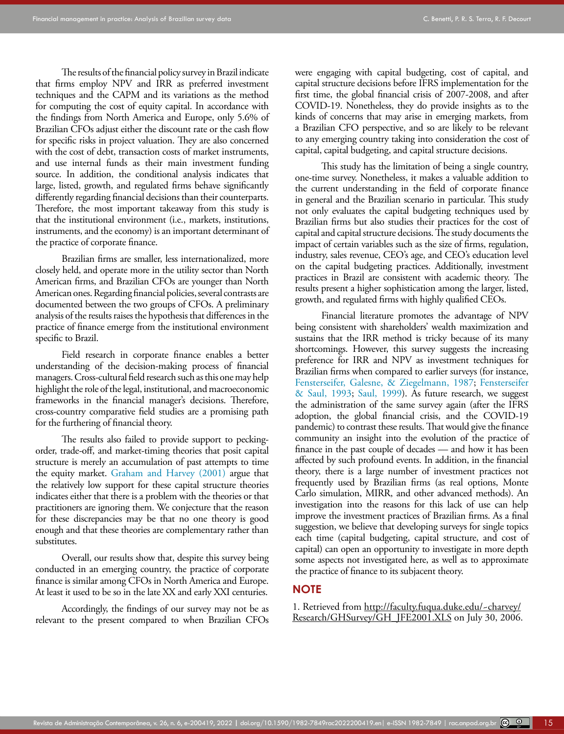The results of the financial policy survey in Brazil indicate that firms employ NPV and IRR as preferred investment techniques and the CAPM and its variations as the method for computing the cost of equity capital. In accordance with the findings from North America and Europe, only 5.6% of Brazilian CFOs adjust either the discount rate or the cash flow for specific risks in project valuation. They are also concerned with the cost of debt, transaction costs of market instruments, and use internal funds as their main investment funding source. In addition, the conditional analysis indicates that large, listed, growth, and regulated firms behave significantly differently regarding financial decisions than their counterparts. Therefore, the most important takeaway from this study is that the institutional environment (i.e., markets, institutions, instruments, and the economy) is an important determinant of the practice of corporate finance.

Brazilian firms are smaller, less internationalized, more closely held, and operate more in the utility sector than North American firms, and Brazilian CFOs are younger than North American ones. Regarding financial policies, several contrasts are documented between the two groups of CFOs. A preliminary analysis of the results raises the hypothesis that differences in the practice of finance emerge from the institutional environment specific to Brazil.

Field research in corporate finance enables a better understanding of the decision-making process of financial managers. Cross-cultural field research such as this one may help highlight the role of the legal, institutional, and macroeconomic frameworks in the financial manager's decisions. Therefore, cross-country comparative field studies are a promising path for the furthering of financial theory.

The results also failed to provide support to pecking-order, trade-off, and market-timing theories that posit capital structure is merely an accumulation of past attempts to time the equity market. Graham and Harvey (2001) argue that the relatively low support for these capital structure theories indicates either that there is a problem with the theories or that practitioners are ignoring them. We conjecture that the reason for these discrepancies may be that no one theory is good enough and that these theories are complementary rather than substitutes.

Overall, our results show that, despite this survey being conducted in an emerging country, the practice of corporate finance is similar among CFOs in North America and Europe. At least it used to be so in the late XX and early XXI centuries.

Accordingly, the findings of our survey may not be as relevant to the present compared to when Brazilian CFOs were engaging with capital budgeting, cost of capital, and capital structure decisions before IFRS implementation for the first time, the global financial crisis of 2007-2008, and after COVID-19. Nonetheless, they do provide insights as to the kinds of concerns that may arise in emerging markets, from a Brazilian CFO perspective, and so are likely to be relevant to any emerging country taking into consideration the cost of capital, capital budgeting, and capital structure decisions.

This study has the limitation of being a single country, one-time survey. Nonetheless, it makes a valuable addition to the current understanding in the field of corporate finance in general and the Brazilian scenario in particular. This study not only evaluates the capital budgeting techniques used by Brazilian firms but also studies their practices for the cost of capital and capital structure decisions. The study documents the impact of certain variables such as the size of firms, regulation, industry, sales revenue, CEO's age, and CEO's education level on the capital budgeting practices. Additionally, investment practices in Brazil are consistent with academic theory. The results present a higher sophistication among the larger, listed, growth, and regulated firms with highly qualified CEOs.

Financial literature promotes the advantage of NPV being consistent with shareholders' wealth maximization and sustains that the IRR method is tricky because of its many shortcomings. However, this survey suggests the increasing preference for IRR and NPV as investment techniques for Brazilian firms when compared to earlier surveys (for instance, Fensterseifer, Galesne, & Ziegelmann, 1987; Fensterseifer & Saul, 1993; Saul, 1999). As future research, we suggest the administration of the same survey again (after the IFRS adoption, the global financial crisis, and the COVID-19 pandemic) to contrast these results. That would give the finance community an insight into the evolution of the practice of finance in the past couple of decades — and how it has been affected by such profound events. In addition, in the financial theory, there is a large number of investment practices not frequently used by Brazilian firms (as real options, Monte Carlo simulation, MIRR, and other advanced methods). An investigation into the reasons for this lack of use can help improve the investment practices of Brazilian firms. As a final suggestion, we believe that developing surveys for single topics each time (capital budgeting, capital structure, and cost of capital) can open an opportunity to investigate in more depth some aspects not investigated here, as well as to approximate the practice of finance to its subjacent theory.

## NOTE

1. Retrieved from http://faculty.fuqua.duke.edu/~charvey/Research/GHSurvey/GH_JFE2001.XLS on July 30, 2006.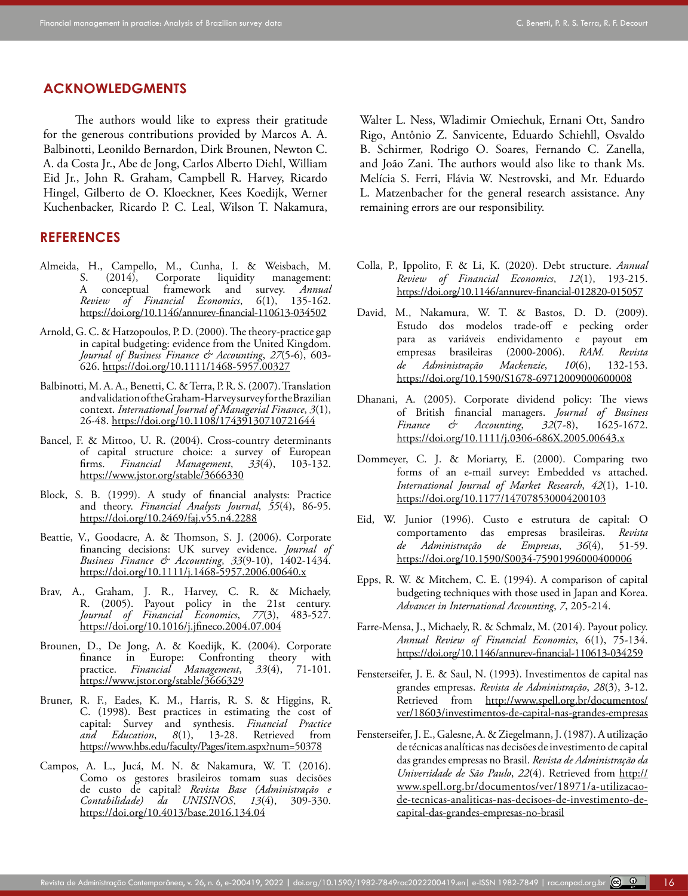## ACKNOWLEDGMENTS

The authors would like to express their gratitude for the generous contributions provided by Marcos A. A. Balbinotti, Leonildo Bernardon, Dirk Brounen, Newton C. A. da Costa Jr., Abe de Jong, Carlos Alberto Diehl, William Eid Jr., John R. Graham, Campbell R. Harvey, Ricardo Hingel, Gilberto de O. Kloeckner, Kees Koedijk, Werner Kuchenbacker, Ricardo P. C. Leal, Wilson T. Nakamura, Walter L. Ness, Wladimir Omiechuk, Ernani Ott, Sandro Rigo, Antônio Z. Sanvicente, Eduardo Schiehll, Osvaldo B. Schirmer, Rodrigo O. Soares, Fernando C. Zanella, and João Zani. The authors would also like to thank Ms. Melícia S. Ferri, Flávia W. Nestrovski, and Mr. Eduardo L. Matzenbacher for the general research assistance. Any remaining errors are our responsibility.

## REFERENCES

Almeida, H., Campello, M., Cunha, I. & Weisbach, M. S. (2014). Corporate liquidity management: A conceptual framework and survey. *Annual Review of Financial Economics*, 6(1), 135-162. https://doi.org/10.1146/annurev-financial-110613-034502

Arnold, G. C. & Hatzopoulos, P. D. (2000). The theory-practice gap in capital budgeting: evidence from the United Kingdom. *Journal of Business Finance & Accounting*, *27*(5-6), 603-626. https://doi.org/10.1111/1468-5957.00327

Balbinotti, M. A. A., Benetti, C. & Terra, P. R. S. (2007). Translation and validation of the Graham-Harvey survey for the Brazilian context. *International Journal of Managerial Finance*, *3*(1), 26-48. https://doi.org/10.1108/17439130710721644

Bancel, F. & Mittoo, U. R. (2004). Cross-country determinants of capital structure choice: a survey of European firms. *Financial Management*, *33*(4), 103-132. https://www.jstor.org/stable/3666330

Block, S. B. (1999). A study of financial analysts: Practice and theory. *Financial Analysts Journal*, *55*(4), 86-95. https://doi.org/10.2469/faj.v55.n4.2288

Beattie, V., Goodacre, A. & Thomson, S. J. (2006). Corporate financing decisions: UK survey evidence. *Journal of Business Finance & Accounting*, *33*(9-10), 1402-1434. https://doi.org/10.1111/j.1468-5957.2006.00640.x

Brav, A., Graham, J. R., Harvey, C. R. & Michaely, R. (2005). Payout policy in the 21st century. *Journal of Financial Economics*, *77*(3), 483-527. https://doi.org/10.1016/j.jfineco.2004.07.004

Brounen, D., De Jong, A. & Koedijk, K. (2004). Corporate finance in Europe: Confronting theory with practice. *Financial Management*, *33*(4), 71-101. https://www.jstor.org/stable/3666329

Bruner, R. F., Eades, K. M., Harris, R. S. & Higgins, R. C. (1998). Best practices in estimating the cost of capital: Survey and synthesis. *Financial Practice and Education*, *8*(1), 13-28. Retrieved from https://www.hbs.edu/faculty/Pages/item.aspx?num=50378

Campos, A. L., Jucá, M. N. & Nakamura, W. T. (2016). Como os gestores brasileiros tomam suas decisões de custo de capital? *Revista Base (Administração e Contabilidade) da UNISINOS*, *13*(4), 309-330. https://doi.org/10.4013/base.2016.134.04

Colla, P., Ippolito, F. & Li, K. (2020). Debt structure. *Annual Review of Financial Economics*, *12*(1), 193-215. https://doi.org/10.1146/annurev-financial-012820-015057

David, M., Nakamura, W. T. & Bastos, D. D. (2009). Estudo dos modelos trade-off e pecking order para as variáveis endividamento e payout em empresas brasileiras (2000-2006). *RAM. Revista de Administração Mackenzie*, *10*(6), 132-153. https://doi.org/10.1590/S1678-69712009000600008

Dhanani, A. (2005). Corporate dividend policy: The views of British financial managers. *Journal of Business Finance & Accounting*, *32*(7-8), 1625-1672. https://doi.org/10.1111/j.0306-686X.2005.00643.x

Dommeyer, C. J. & Moriarty, E. (2000). Comparing two forms of an e-mail survey: Embedded vs attached. *International Journal of Market Research*, *42*(1), 1-10. https://doi.org/10.1177/147078530004200103

Eid, W. Junior (1996). Custo e estrutura de capital: O comportamento das empresas brasileiras. *Revista de Administração de Empresas*, *36*(4), 51-59. https://doi.org/10.1590/S0034-75901996000400006

Epps, R. W. & Mitchem, C. E. (1994). A comparison of capital budgeting techniques with those used in Japan and Korea. *Advances in International Accounting*, *7*, 205-214.

Farre-Mensa, J., Michaely, R. & Schmalz, M. (2014). Payout policy. *Annual Review of Financial Economics*, 6(1), 75-134. https://doi.org/10.1146/annurev-financial-110613-034259

Fensterseifer, J. E. & Saul, N. (1993). Investimentos de capital nas grandes empresas. *Revista de Administração*, *28*(3), 3-12. Retrieved from http://www.spell.org.br/documentos/ver/18603/investimentos-de-capital-nas-grandes-empresas

Fensterseifer, J. E., Galesne, A. & Ziegelmann, J. (1987). A utilização de técnicas analíticas nas decisões de investimento de capital das grandes empresas no Brasil. *Revista de Administração da Universidade de São Paulo*, *22*(4). Retrieved from http://www.spell.org.br/documentos/ver/18971/a-utilizacao-de-tecnicas-analiticas-nas-decisoes-de-investimento-de-capital-das-grandes-empresas-no-brasil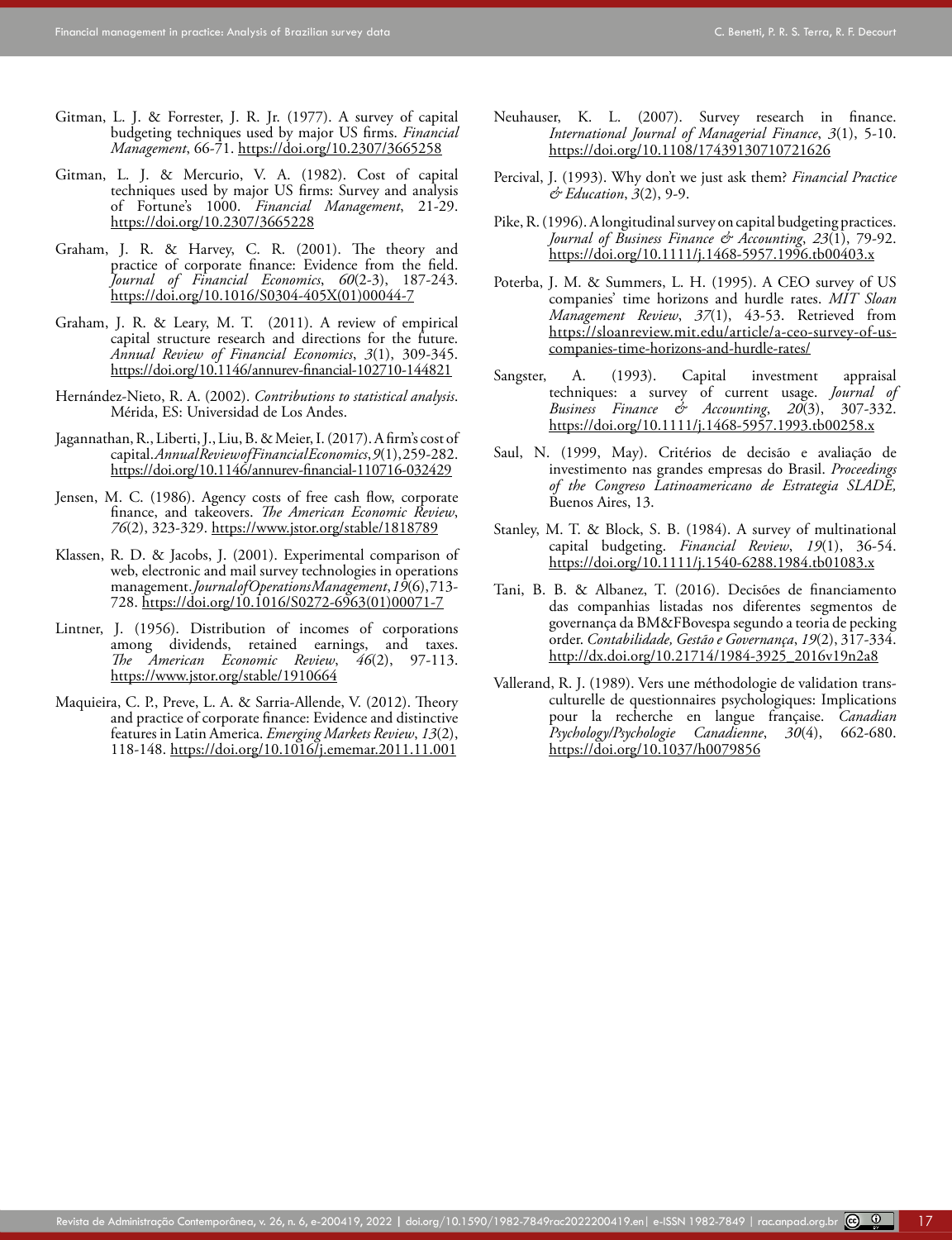Gitman, L. J. & Forrester, J. R. Jr. (1977). A survey of capital budgeting techniques used by major US firms. *Financial Management*, 66-71. https://doi.org/10.2307/3665258

Gitman, L. J. & Mercurio, V. A. (1982). Cost of capital techniques used by major US firms: Survey and analysis of Fortune's 1000. *Financial Management*, 21-29. https://doi.org/10.2307/3665228

Graham, J. R. & Harvey, C. R. (2001). The theory and practice of corporate finance: Evidence from the field. *Journal of Financial Economics*, *60*(2-3), 187-243. https://doi.org/10.1016/S0304-405X(01)00044-7

Graham, J. R. & Leary, M. T. (2011). A review of empirical capital structure research and directions for the future. *Annual Review of Financial Economics*, *3*(1), 309-345. https://doi.org/10.1146/annurev-financial-102710-144821

Hernández-Nieto, R. A. (2002). *Contributions to statistical analysis*. Mérida, ES: Universidad de Los Andes.

Jagannathan, R., Liberti, J., Liu, B. & Meier, I. (2017). A firm's cost of capital. *Annual Review of Financial Economics*, *9*(1), 259-282. https://doi.org/10.1146/annurev-financial-110716-032429

Jensen, M. C. (1986). Agency costs of free cash flow, corporate finance, and takeovers. *The American Economic Review*, *76*(2), 323-329. https://www.jstor.org/stable/1818789

Klassen, R. D. & Jacobs, J. (2001). Experimental comparison of web, electronic and mail survey technologies in operations management. *Journal of Operations Management*, *19*(6), 713-728. https://doi.org/10.1016/S0272-6963(01)00071-7

Lintner, J. (1956). Distribution of incomes of corporations among dividends, retained earnings, and taxes. *The American Economic Review*, *46*(2), 97-113. https://www.jstor.org/stable/1910664

Maquieira, C. P., Preve, L. A. & Sarria-Allende, V. (2012). Theory and practice of corporate finance: Evidence and distinctive features in Latin America. *Emerging Markets Review*, *13*(2), 118-148. https://doi.org/10.1016/j.ememar.2011.11.001

Neuhauser, K. L. (2007). Survey research in finance. *International Journal of Managerial Finance*, *3*(1), 5-10. https://doi.org/10.1108/17439130710721626

Percival, J. (1993). Why don't we just ask them? *Financial Practice & Education*, *3*(2), 9-9.

Pike, R. (1996). A longitudinal survey on capital budgeting practices. *Journal of Business Finance & Accounting*, *23*(1), 79-92. https://doi.org/10.1111/j.1468-5957.1996.tb00403.x

Poterba, J. M. & Summers, L. H. (1995). A CEO survey of US companies' time horizons and hurdle rates. *MIT Sloan Management Review*, *37*(1), 43-53. Retrieved from https://sloanreview.mit.edu/article/a-ceo-survey-of-us-companies-time-horizons-and-hurdle-rates/

Sangster, A. (1993). Capital investment appraisal techniques: a survey of current usage. *Journal of Business Finance & Accounting*, *20*(3), 307-332. https://doi.org/10.1111/j.1468-5957.1993.tb00258.x

Saul, N. (1999, May). Critérios de decisão e avaliação de investimento nas grandes empresas do Brasil. *Proceedings of the Congreso Latinoamericano de Estrategia SLADE,* Buenos Aires, 13.

Stanley, M. T. & Block, S. B. (1984). A survey of multinational capital budgeting. *Financial Review*, *19*(1), 36-54. https://doi.org/10.1111/j.1540-6288.1984.tb01083.x

Tani, B. B. & Albanez, T. (2016). Decisões de financiamento das companhias listadas nos diferentes segmentos de governança da BM&FBovespa segundo a teoria de pecking order. *Contabilidade, Gestão e Governança*, *19*(2), 317-334. http://dx.doi.org/10.21714/1984-3925_2016v19n2a8

Vallerand, R. J. (1989). Vers une méthodologie de validation trans-culturelle de questionnaires psychologiques: Implications pour la recherche en langue française. *Canadian Psychology/Psychologie Canadienne*, *30*(4), 662-680. https://doi.org/10.1037/h0079856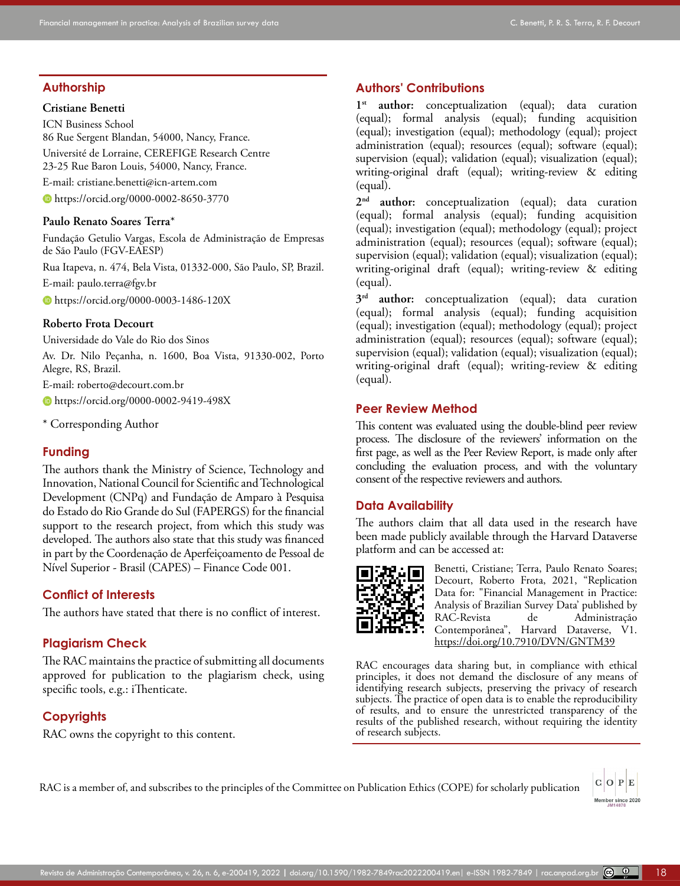## Authorship

**Cristiane Benetti**

ICN Business School
86 Rue Sergent Blandan, 54000, Nancy, France.
Université de Lorraine, CEREFIGE Research Centre
23-25 Rue Baron Louis, 54000, Nancy, France.
E-mail: cristiane.benetti@icn-artem.com
https://orcid.org/0000-0002-8650-3770

**Paulo Renato Soares Terra***

Fundação Getulio Vargas, Escola de Administração de Empresas de São Paulo (FGV-EAESP)
Rua Itapeva, n. 474, Bela Vista, 01332-000, São Paulo, SP, Brazil.
E-mail: paulo.terra@fgv.br
https://orcid.org/0000-0003-1486-120X

**Roberto Frota Decourt**

Universidade do Vale do Rio dos Sinos
Av. Dr. Nilo Peçanha, n. 1600, Boa Vista, 91330-002, Porto Alegre, RS, Brazil.
E-mail: roberto@decourt.com.br
https://orcid.org/0000-0002-9419-498X

* Corresponding Author

## Funding

The authors thank the Ministry of Science, Technology and Innovation, National Council for Scientific and Technological Development (CNPq) and Fundação de Amparo à Pesquisa do Estado do Rio Grande do Sul (FAPERGS) for the financial support to the research project, from which this study was developed. The authors also state that this study was financed in part by the Coordenação de Aperfeiçoamento de Pessoal de Nível Superior - Brasil (CAPES) – Finance Code 001.

## Conflict of Interests

The authors have stated that there is no conflict of interest.

## Plagiarism Check

The RAC maintains the practice of submitting all documents approved for publication to the plagiarism check, using specific tools, e.g.: iThenticate.

## Copyrights

RAC owns the copyright to this content.

## Authors' Contributions

**1st author:** conceptualization (equal); data curation (equal); formal analysis (equal); funding acquisition (equal); investigation (equal); methodology (equal); project administration (equal); resources (equal); software (equal); supervision (equal); validation (equal); visualization (equal); writing-original draft (equal); writing-review & editing (equal).

**2nd author:** conceptualization (equal); data curation (equal); formal analysis (equal); funding acquisition (equal); investigation (equal); methodology (equal); project administration (equal); resources (equal); software (equal); supervision (equal); validation (equal); visualization (equal); writing-original draft (equal); writing-review & editing (equal).

**3rd author:** conceptualization (equal); data curation (equal); formal analysis (equal); funding acquisition (equal); investigation (equal); methodology (equal); project administration (equal); resources (equal); software (equal); supervision (equal); validation (equal); visualization (equal); writing-original draft (equal); writing-review & editing (equal).

## Peer Review Method

This content was evaluated using the double-blind peer review process. The disclosure of the reviewers' information on the first page, as well as the Peer Review Report, is made only after concluding the evaluation process, and with the voluntary consent of the respective reviewers and authors.

## Data Availability

The authors claim that all data used in the research have been made publicly available through the Harvard Dataverse platform and can be accessed at:

Benetti, Cristiane; Terra, Paulo Renato Soares; Decourt, Roberto Frota, 2021, "Replication Data for: "Financial Management in Practice: Analysis of Brazilian Survey Data' published by RAC-Revista de Administração Contemporânea", Harvard Dataverse, V1. https://doi.org/10.7910/DVN/GNTM39

RAC encourages data sharing but, in compliance with ethical principles, it does not demand the disclosure of any means of identifying research subjects, preserving the privacy of research subjects. The practice of open data is to enable the reproducibility of results, and to ensure the unrestricted transparency of the results of the published research, without requiring the identity of research subjects.

RAC is a member of, and subscribes to the principles of the Committee on Publication Ethics (COPE) for scholarly publication